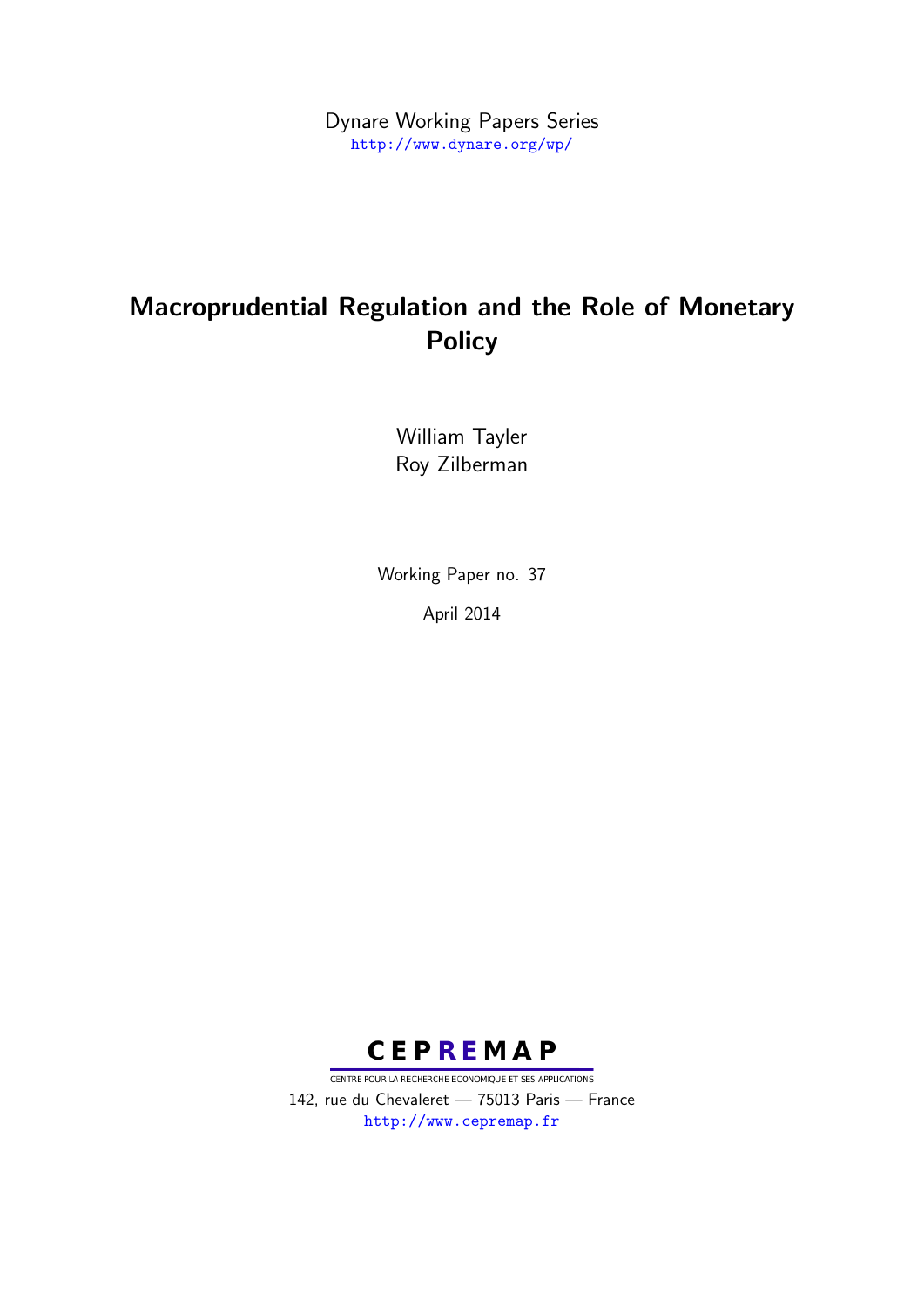Dynare Working Papers Series
http://www.dynare.org/wp/

# Macroprudential Regulation and the Role of Monetary Policy

William Tayler
Roy Zilberman

Working Paper no. 37

April 2014

CEPREMAP

CENTRE POUR LA RECHERCHE ECONOMIQUE ET SES APPLICATIONS
142, rue du Chevaleret — 75013 Paris — France
http://www.cepremap.fr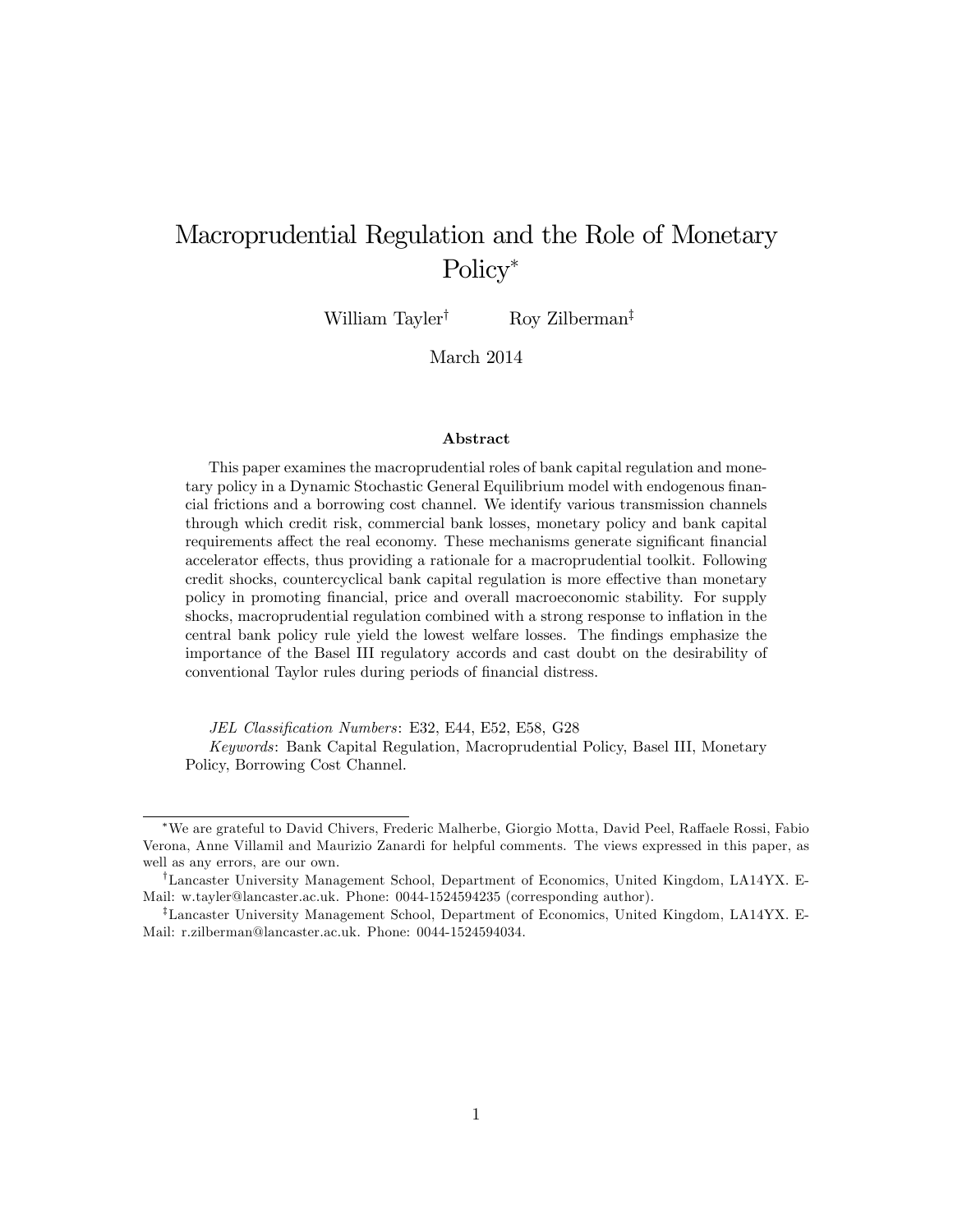# Macroprudential Regulation and the Role of Monetary Policy*

William Tayler[†] Roy Zilberman[‡]

March 2014

### Abstract

This paper examines the macroprudential roles of bank capital regulation and monetary policy in a Dynamic Stochastic General Equilibrium model with endogenous financial frictions and a borrowing cost channel. We identify various transmission channels through which credit risk, commercial bank losses, monetary policy and bank capital requirements affect the real economy. These mechanisms generate significant financial accelerator effects, thus providing a rationale for a macroprudential toolkit. Following credit shocks, countercyclical bank capital regulation is more effective than monetary policy in promoting financial, price and overall macroeconomic stability. For supply shocks, macroprudential regulation combined with a strong response to inflation in the central bank policy rule yield the lowest welfare losses. The findings emphasize the importance of the Basel III regulatory accords and cast doubt on the desirability of conventional Taylor rules during periods of financial distress.

*JEL Classification Numbers*: E32, E44, E52, E58, G28

*Keywords*: Bank Capital Regulation, Macroprudential Policy, Basel III, Monetary Policy, Borrowing Cost Channel.

---

*We are grateful to David Chivers, Frederic Malherbe, Giorgio Motta, David Peel, Raffaele Rossi, Fabio Verona, Anne Villamil and Maurizio Zanardi for helpful comments. The views expressed in this paper, as well as any errors, are our own.

[†]Lancaster University Management School, Department of Economics, United Kingdom, LA14YX. E-Mail: w.tayler@lancaster.ac.uk. Phone: 0044-1524594235 (corresponding author).

[‡]Lancaster University Management School, Department of Economics, United Kingdom, LA14YX. E-Mail: r.zilberman@lancaster.ac.uk. Phone: 0044-1524594034.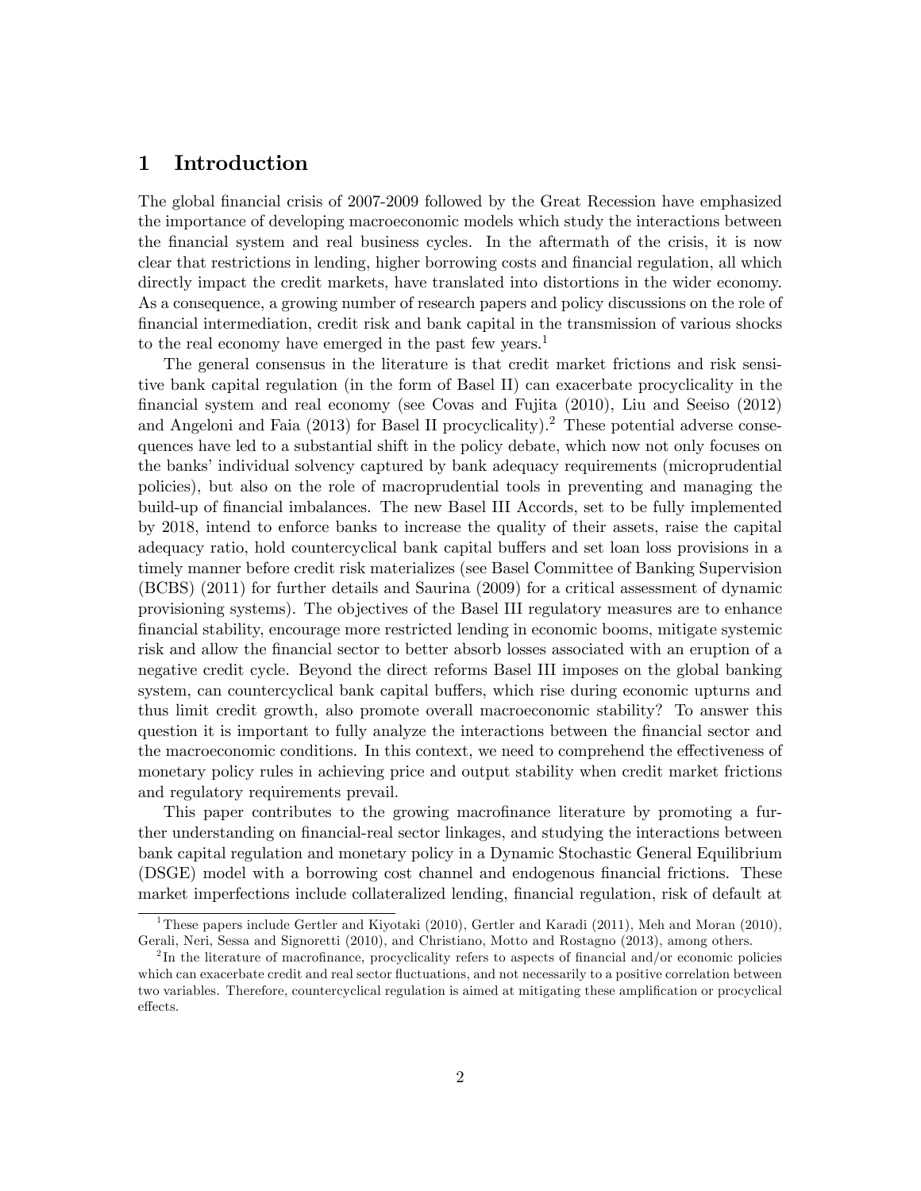# 1 Introduction

The global financial crisis of 2007-2009 followed by the Great Recession have emphasized the importance of developing macroeconomic models which study the interactions between the financial system and real business cycles. In the aftermath of the crisis, it is now clear that restrictions in lending, higher borrowing costs and financial regulation, all which directly impact the credit markets, have translated into distortions in the wider economy. As a consequence, a growing number of research papers and policy discussions on the role of financial intermediation, credit risk and bank capital in the transmission of various shocks to the real economy have emerged in the past few years.[1]

The general consensus in the literature is that credit market frictions and risk sensitive bank capital regulation (in the form of Basel II) can exacerbate procyclicality in the financial system and real economy (see Covas and Fujita (2010), Liu and Seeiso (2012) and Angeloni and Faia (2013) for Basel II procyclicality).[2] These potential adverse consequences have led to a substantial shift in the policy debate, which now not only focuses on the banks' individual solvency captured by bank adequacy requirements (microprudential policies), but also on the role of macroprudential tools in preventing and managing the build-up of financial imbalances. The new Basel III Accords, set to be fully implemented by 2018, intend to enforce banks to increase the quality of their assets, raise the capital adequacy ratio, hold countercyclical bank capital buffers and set loan loss provisions in a timely manner before credit risk materializes (see Basel Committee of Banking Supervision (BCBS) (2011) for further details and Saurina (2009) for a critical assessment of dynamic provisioning systems). The objectives of the Basel III regulatory measures are to enhance financial stability, encourage more restricted lending in economic booms, mitigate systemic risk and allow the financial sector to better absorb losses associated with an eruption of a negative credit cycle. Beyond the direct reforms Basel III imposes on the global banking system, can countercyclical bank capital buffers, which rise during economic upturns and thus limit credit growth, also promote overall macroeconomic stability? To answer this question it is important to fully analyze the interactions between the financial sector and the macroeconomic conditions. In this context, we need to comprehend the effectiveness of monetary policy rules in achieving price and output stability when credit market frictions and regulatory requirements prevail.

This paper contributes to the growing macrofinance literature by promoting a further understanding on financial-real sector linkages, and studying the interactions between bank capital regulation and monetary policy in a Dynamic Stochastic General Equilibrium (DSGE) model with a borrowing cost channel and endogenous financial frictions. These market imperfections include collateralized lending, financial regulation, risk of default at

[1] These papers include Gertler and Kiyotaki (2010), Gertler and Karadi (2011), Meh and Moran (2010), Gerali, Neri, Sessa and Signoretti (2010), and Christiano, Motto and Rostagno (2013), among others.

[2] In the literature of macrofinance, procyclicality refers to aspects of financial and/or economic policies which can exacerbate credit and real sector fluctuations, and not necessarily to a positive correlation between two variables. Therefore, countercyclical regulation is aimed at mitigating these amplification or procyclical effects.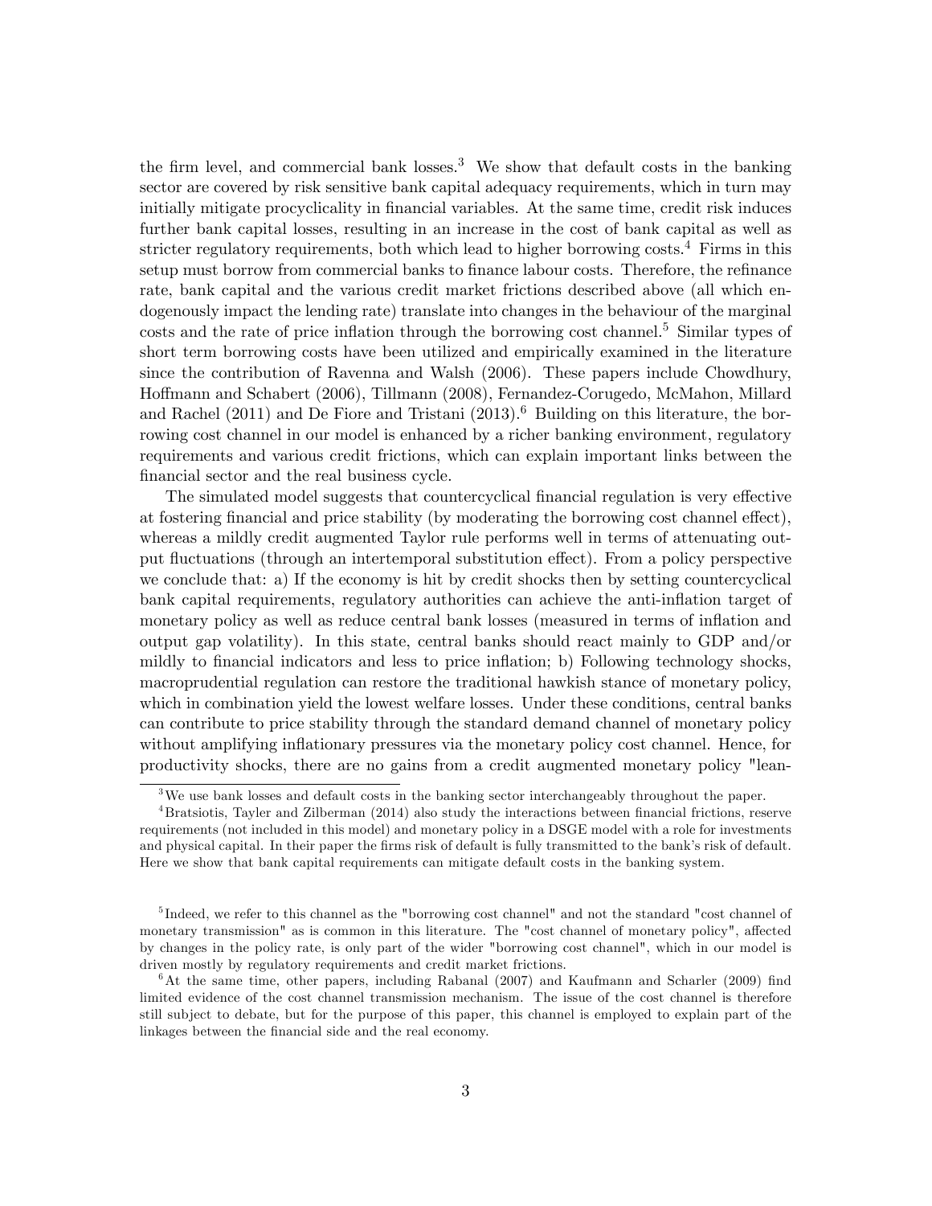the firm level, and commercial bank losses.[3] We show that default costs in the banking sector are covered by risk sensitive bank capital adequacy requirements, which in turn may initially mitigate procyclicality in financial variables. At the same time, credit risk induces further bank capital losses, resulting in an increase in the cost of bank capital as well as stricter regulatory requirements, both which lead to higher borrowing costs.[4] Firms in this setup must borrow from commercial banks to finance labour costs. Therefore, the refinance rate, bank capital and the various credit market frictions described above (all which endogenously impact the lending rate) translate into changes in the behaviour of the marginal costs and the rate of price inflation through the borrowing cost channel.[5] Similar types of short term borrowing costs have been utilized and empirically examined in the literature since the contribution of Ravenna and Walsh (2006). These papers include Chowdhury, Hoffmann and Schabert (2006), Tillmann (2008), Fernandez-Corugedo, McMahon, Millard and Rachel (2011) and De Fiore and Tristani (2013).[6] Building on this literature, the borrowing cost channel in our model is enhanced by a richer banking environment, regulatory requirements and various credit frictions, which can explain important links between the financial sector and the real business cycle.

The simulated model suggests that countercyclical financial regulation is very effective at fostering financial and price stability (by moderating the borrowing cost channel effect), whereas a mildly credit augmented Taylor rule performs well in terms of attenuating output fluctuations (through an intertemporal substitution effect). From a policy perspective we conclude that: a) If the economy is hit by credit shocks then by setting countercyclical bank capital requirements, regulatory authorities can achieve the anti-inflation target of monetary policy as well as reduce central bank losses (measured in terms of inflation and output gap volatility). In this state, central banks should react mainly to GDP and/or mildly to financial indicators and less to price inflation; b) Following technology shocks, macroprudential regulation can restore the traditional hawkish stance of monetary policy, which in combination yield the lowest welfare losses. Under these conditions, central banks can contribute to price stability through the standard demand channel of monetary policy without amplifying inflationary pressures via the monetary policy cost channel. Hence, for productivity shocks, there are no gains from a credit augmented monetary policy "lean-

[3] We use bank losses and default costs in the banking sector interchangeably throughout the paper.

[4] Bratsiotis, Tayler and Zilberman (2014) also study the interactions between financial frictions, reserve requirements (not included in this model) and monetary policy in a DSGE model with a role for investments and physical capital. In their paper the firms risk of default is fully transmitted to the bank's risk of default. Here we show that bank capital requirements can mitigate default costs in the banking system.

[5] Indeed, we refer to this channel as the "borrowing cost channel" and not the standard "cost channel of monetary transmission" as is common in this literature. The "cost channel of monetary policy", affected by changes in the policy rate, is only part of the wider "borrowing cost channel", which in our model is driven mostly by regulatory requirements and credit market frictions.

[6] At the same time, other papers, including Rabanal (2007) and Kaufmann and Scharler (2009) find limited evidence of the cost channel transmission mechanism. The issue of the cost channel is therefore still subject to debate, but for the purpose of this paper, this channel is employed to explain part of the linkages between the financial side and the real economy.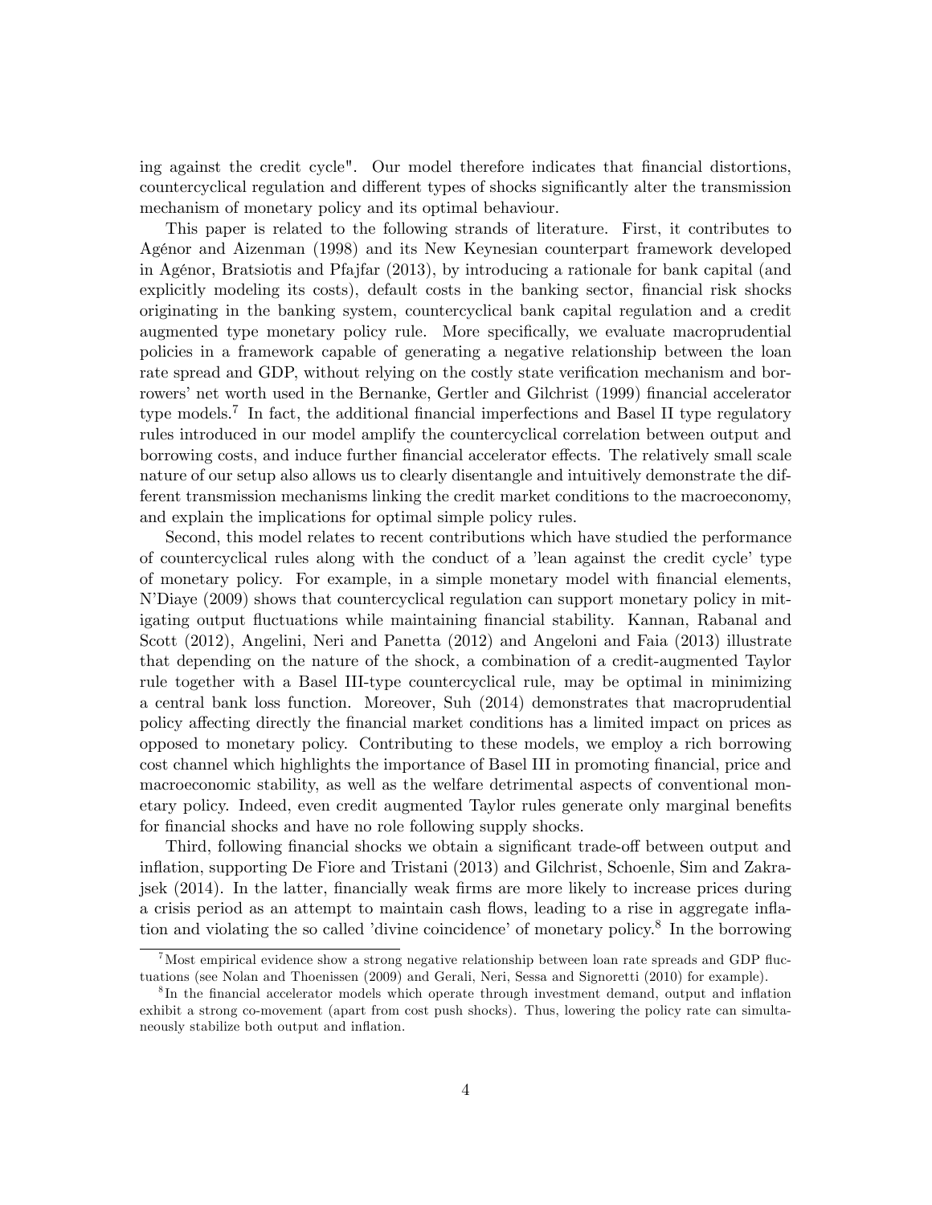ing against the credit cycle". Our model therefore indicates that financial distortions, countercyclical regulation and different types of shocks significantly alter the transmission mechanism of monetary policy and its optimal behaviour.

This paper is related to the following strands of literature. First, it contributes to Agénor and Aizenman (1998) and its New Keynesian counterpart framework developed in Agénor, Bratsiotis and Pfajfar (2013), by introducing a rationale for bank capital (and explicitly modeling its costs), default costs in the banking sector, financial risk shocks originating in the banking system, countercyclical bank capital regulation and a credit augmented type monetary policy rule. More specifically, we evaluate macroprudential policies in a framework capable of generating a negative relationship between the loan rate spread and GDP, without relying on the costly state verification mechanism and borrowers' net worth used in the Bernanke, Gertler and Gilchrist (1999) financial accelerator type models.[7] In fact, the additional financial imperfections and Basel II type regulatory rules introduced in our model amplify the countercyclical correlation between output and borrowing costs, and induce further financial accelerator effects. The relatively small scale nature of our setup also allows us to clearly disentangle and intuitively demonstrate the different transmission mechanisms linking the credit market conditions to the macroeconomy, and explain the implications for optimal simple policy rules.

Second, this model relates to recent contributions which have studied the performance of countercyclical rules along with the conduct of a 'lean against the credit cycle' type of monetary policy. For example, in a simple monetary model with financial elements, N'Diaye (2009) shows that countercyclical regulation can support monetary policy in mitigating output fluctuations while maintaining financial stability. Kannan, Rabanal and Scott (2012), Angelini, Neri and Panetta (2012) and Angeloni and Faia (2013) illustrate that depending on the nature of the shock, a combination of a credit-augmented Taylor rule together with a Basel III-type countercyclical rule, may be optimal in minimizing a central bank loss function. Moreover, Suh (2014) demonstrates that macroprudential policy affecting directly the financial market conditions has a limited impact on prices as opposed to monetary policy. Contributing to these models, we employ a rich borrowing cost channel which highlights the importance of Basel III in promoting financial, price and macroeconomic stability, as well as the welfare detrimental aspects of conventional monetary policy. Indeed, even credit augmented Taylor rules generate only marginal benefits for financial shocks and have no role following supply shocks.

Third, following financial shocks we obtain a significant trade-off between output and inflation, supporting De Fiore and Tristani (2013) and Gilchrist, Schoenle, Sim and Zakrajsek (2014). In the latter, financially weak firms are more likely to increase prices during a crisis period as an attempt to maintain cash flows, leading to a rise in aggregate inflation and violating the so called 'divine coincidence' of monetary policy.[8] In the borrowing

[7] Most empirical evidence show a strong negative relationship between loan rate spreads and GDP fluctuations (see Nolan and Thoenissen (2009) and Gerali, Neri, Sessa and Signoretti (2010) for example).

[8] In the financial accelerator models which operate through investment demand, output and inflation exhibit a strong co-movement (apart from cost push shocks). Thus, lowering the policy rate can simultaneously stabilize both output and inflation.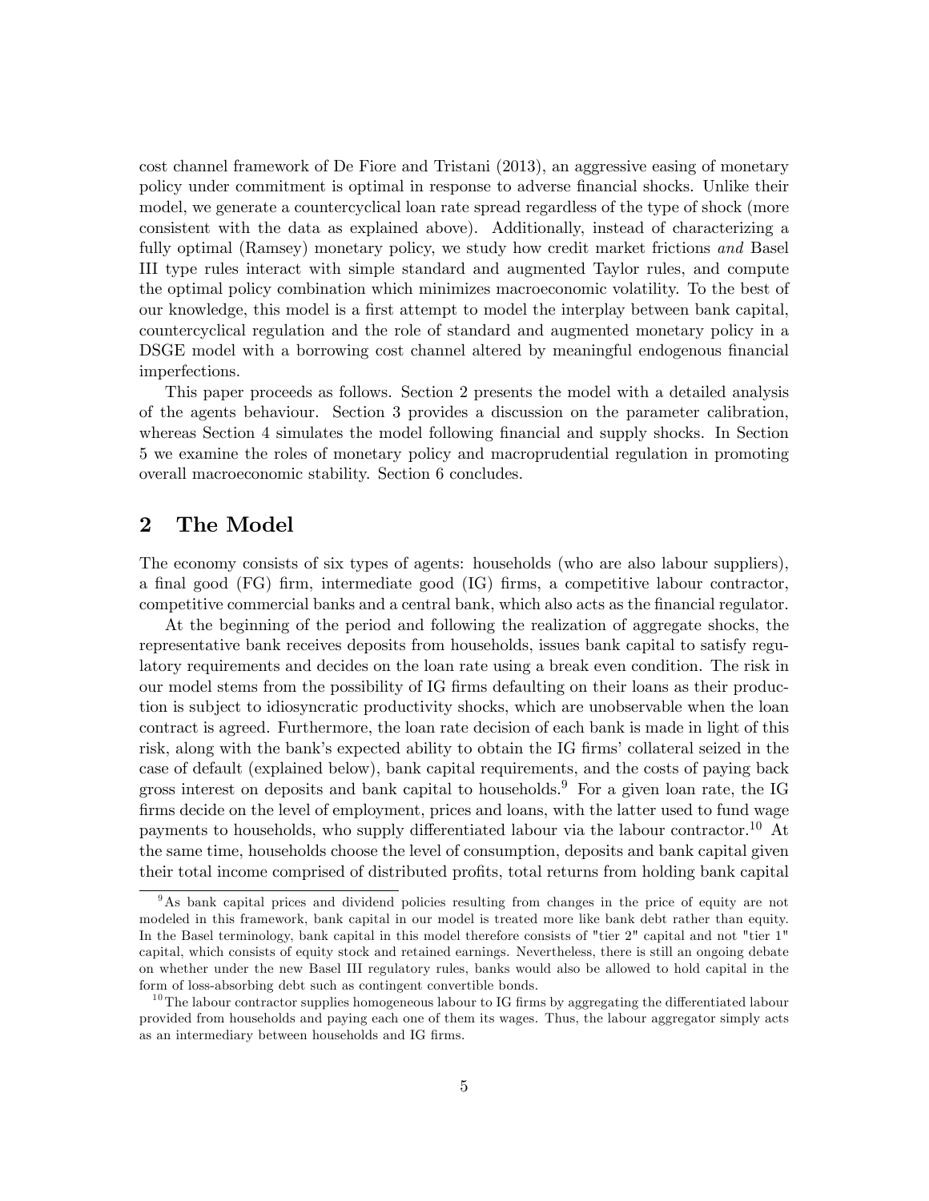cost channel framework of De Fiore and Tristani (2013), an aggressive easing of monetary policy under commitment is optimal in response to adverse financial shocks. Unlike their model, we generate a countercyclical loan rate spread regardless of the type of shock (more consistent with the data as explained above). Additionally, instead of characterizing a fully optimal (Ramsey) monetary policy, we study how credit market frictions *and* Basel III type rules interact with simple standard and augmented Taylor rules, and compute the optimal policy combination which minimizes macroeconomic volatility. To the best of our knowledge, this model is a first attempt to model the interplay between bank capital, countercyclical regulation and the role of standard and augmented monetary policy in a DSGE model with a borrowing cost channel altered by meaningful endogenous financial imperfections.

This paper proceeds as follows. Section 2 presents the model with a detailed analysis of the agents behaviour. Section 3 provides a discussion on the parameter calibration, whereas Section 4 simulates the model following financial and supply shocks. In Section 5 we examine the roles of monetary policy and macroprudential regulation in promoting overall macroeconomic stability. Section 6 concludes.

## 2 The Model

The economy consists of six types of agents: households (who are also labour suppliers), a final good (FG) firm, intermediate good (IG) firms, a competitive labour contractor, competitive commercial banks and a central bank, which also acts as the financial regulator.

At the beginning of the period and following the realization of aggregate shocks, the representative bank receives deposits from households, issues bank capital to satisfy regulatory requirements and decides on the loan rate using a break even condition. The risk in our model stems from the possibility of IG firms defaulting on their loans as their production is subject to idiosyncratic productivity shocks, which are unobservable when the loan contract is agreed. Furthermore, the loan rate decision of each bank is made in light of this risk, along with the bank's expected ability to obtain the IG firms' collateral seized in the case of default (explained below), bank capital requirements, and the costs of paying back gross interest on deposits and bank capital to households.[9] For a given loan rate, the IG firms decide on the level of employment, prices and loans, with the latter used to fund wage payments to households, who supply differentiated labour via the labour contractor.[10] At the same time, households choose the level of consumption, deposits and bank capital given their total income comprised of distributed profits, total returns from holding bank capital

[9] As bank capital prices and dividend policies resulting from changes in the price of equity are not modeled in this framework, bank capital in our model is treated more like bank debt rather than equity. In the Basel terminology, bank capital in this model therefore consists of "tier 2" capital and not "tier 1" capital, which consists of equity stock and retained earnings. Nevertheless, there is still an ongoing debate on whether under the new Basel III regulatory rules, banks would also be allowed to hold capital in the form of loss-absorbing debt such as contingent convertible bonds.

[10] The labour contractor supplies homogeneous labour to IG firms by aggregating the differentiated labour provided from households and paying each one of them its wages. Thus, the labour aggregator simply acts as an intermediary between households and IG firms.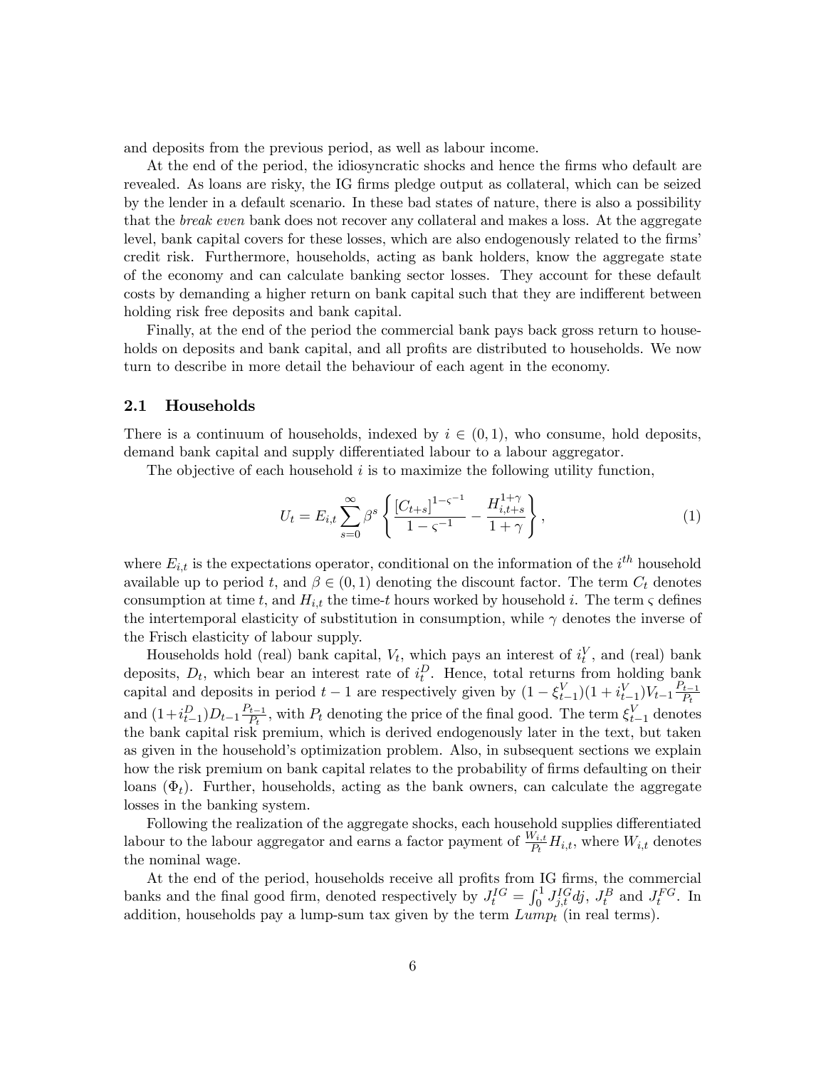and deposits from the previous period, as well as labour income.

At the end of the period, the idiosyncratic shocks and hence the firms who default are revealed. As loans are risky, the IG firms pledge output as collateral, which can be seized by the lender in a default scenario. In these bad states of nature, there is also a possibility that the *break even* bank does not recover any collateral and makes a loss. At the aggregate level, bank capital covers for these losses, which are also endogenously related to the firms' credit risk. Furthermore, households, acting as bank holders, know the aggregate state of the economy and can calculate banking sector losses. They account for these default costs by demanding a higher return on bank capital such that they are indifferent between holding risk free deposits and bank capital.

Finally, at the end of the period the commercial bank pays back gross return to households on deposits and bank capital, and all profits are distributed to households. We now turn to describe in more detail the behaviour of each agent in the economy.

## 2.1 Households

There is a continuum of households, indexed by $i \in (0,1)$, who consume, hold deposits, demand bank capital and supply differentiated labour to a labour aggregator.

The objective of each household $i$ is to maximize the following utility function,

$$U_t = E_{i,t} \sum_{s=0}^{\infty} \beta^s \left\{ \frac{[C_{t+s}]^{1-\varsigma^{-1}}}{1-\varsigma^{-1}} - \frac{H_{i,t+s}^{1+\gamma}}{1+\gamma} \right\}, \tag{1}$$

where $E_{i,t}$ is the expectations operator, conditional on the information of the $i^{th}$ household available up to period $t$, and $\beta \in (0,1)$ denoting the discount factor. The term $C_t$ denotes consumption at time $t$, and $H_{i,t}$ the time-$t$ hours worked by household $i$. The term $\varsigma$ defines the intertemporal elasticity of substitution in consumption, while $\gamma$ denotes the inverse of the Frisch elasticity of labour supply.

Households hold (real) bank capital, $V_t$, which pays an interest of $i_t^V$, and (real) bank deposits, $D_t$, which bear an interest rate of $i_t^D$. Hence, total returns from holding bank capital and deposits in period $t-1$ are respectively given by $(1-\xi_{t-1}^V)(1+i_{t-1}^V)V_{t-1}\frac{P_{t-1}}{P_t}$ and $(1+i_{t-1}^D)D_{t-1}\frac{P_{t-1}}{P_t}$, with $P_t$ denoting the price of the final good. The term $\xi_{t-1}^V$ denotes the bank capital risk premium, which is derived endogenously later in the text, but taken as given in the household's optimization problem. Also, in subsequent sections we explain how the risk premium on bank capital relates to the probability of firms defaulting on their loans ($\Phi_t$). Further, households, acting as the bank owners, can calculate the aggregate losses in the banking system.

Following the realization of the aggregate shocks, each household supplies differentiated labour to the labour aggregator and earns a factor payment of $\frac{W_{i,t}}{P_t}H_{i,t}$, where $W_{i,t}$ denotes the nominal wage.

At the end of the period, households receive all profits from IG firms, the commercial banks and the final good firm, denoted respectively by $J_t^{IG} = \int_0^1 J_{j,t}^{IG}dj$, $J_t^B$ and $J_t^{FG}$. In addition, households pay a lump-sum tax given by the term $Lump_t$ (in real terms).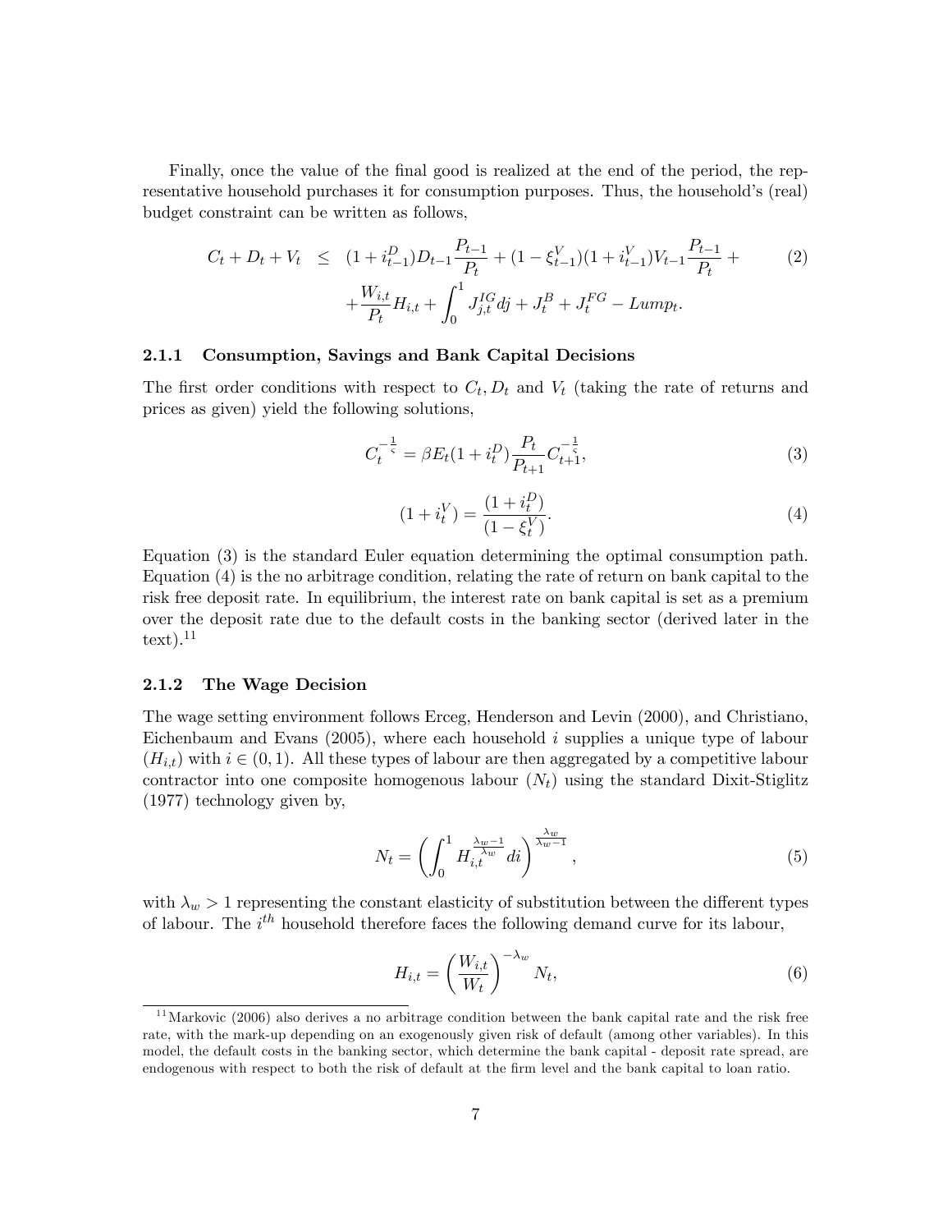Finally, once the value of the final good is realized at the end of the period, the representative household purchases it for consumption purposes. Thus, the household's (real) budget constraint can be written as follows,

$$
\begin{aligned}
C_t + D_t + V_t \ \leq \ & (1+i_{t-1}^D)D_{t-1}\frac{P_{t-1}}{P_t} + (1-\xi_{t-1}^V)(1+i_{t-1}^V)V_{t-1}\frac{P_{t-1}}{P_t} + \\
& + \frac{W_{i,t}}{P_t}H_{i,t} + \int_0^1 J_{j,t}^{IG}dj + J_t^B + J_t^{FG} - Lump_t.
\end{aligned} \tag{2}
$$

### 2.1.1 Consumption, Savings and Bank Capital Decisions

The first order conditions with respect to $C_t$, $D_t$ and $V_t$ (taking the rate of returns and prices as given) yield the following solutions,

$$
C_t^{-\frac{1}{\varsigma}} = \beta E_t (1+i_t^D)\frac{P_t}{P_{t+1}}C_{t+1}^{-\frac{1}{\varsigma}}, \tag{3}
$$

$$
(1+i_t^V) = \frac{(1+i_t^D)}{(1-\xi_t^V)}. \tag{4}
$$

Equation (3) is the standard Euler equation determining the optimal consumption path. Equation (4) is the no arbitrage condition, relating the rate of return on bank capital to the risk free deposit rate. In equilibrium, the interest rate on bank capital is set as a premium over the deposit rate due to the default costs in the banking sector (derived later in the text).[11]

### 2.1.2 The Wage Decision

The wage setting environment follows Erceg, Henderson and Levin (2000), and Christiano, Eichenbaum and Evans (2005), where each household $i$ supplies a unique type of labour ($H_{i,t}$) with $i \in (0,1)$. All these types of labour are then aggregated by a competitive labour contractor into one composite homogenous labour ($N_t$) using the standard Dixit-Stiglitz (1977) technology given by,

$$
N_t = \left(\int_0^1 H_{i,t}^{\frac{\lambda_w - 1}{\lambda_w}} di\right)^{\frac{\lambda_w}{\lambda_w - 1}}, \tag{5}
$$

with $\lambda_w > 1$ representing the constant elasticity of substitution between the different types of labour. The $i^{th}$ household therefore faces the following demand curve for its labour,

$$
H_{i,t} = \left(\frac{W_{i,t}}{W_t}\right)^{-\lambda_w} N_t, \tag{6}
$$

[11] Markovic (2006) also derives a no arbitrage condition between the bank capital rate and the risk free rate, with the mark-up depending on an exogenously given risk of default (among other variables). In this model, the default costs in the banking sector, which determine the bank capital - deposit rate spread, are endogenous with respect to both the risk of default at the firm level and the bank capital to loan ratio.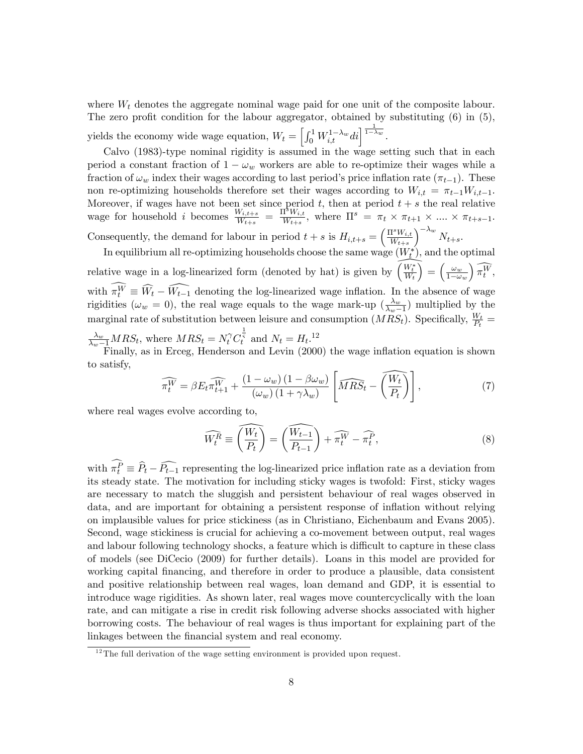where $W_t$ denotes the aggregate nominal wage paid for one unit of the composite labour. The zero profit condition for the labour aggregator, obtained by substituting (6) in (5), yields the economy wide wage equation, $W_t = \left[\int_0^1 W_{i,t}^{1-\lambda_w} di\right]^{\frac{1}{1-\lambda_w}}$.

Calvo (1983)-type nominal rigidity is assumed in the wage setting such that in each period a constant fraction of $1-\omega_w$ workers are able to re-optimize their wages while a fraction of $\omega_w$ index their wages according to last period's price inflation rate ($\pi_{t-1}$). These non re-optimizing households therefore set their wages according to $W_{i,t} = \pi_{t-1} W_{i,t-1}$. Moreover, if wages have not been set since period $t$, then at period $t+s$ the real relative wage for household $i$ becomes $\frac{W_{i,t+s}}{W_{t+s}} = \frac{\Pi^s W_{i,t}}{W_{t+s}}$, where $\Pi^s = \pi_t \times \pi_{t+1} \times \dots \times \pi_{t+s-1}$. Consequently, the demand for labour in period $t+s$ is $H_{i,t+s} = \left(\frac{\Pi^s W_{i,t}}{W_{t+s}}\right)^{-\lambda_w} N_{t+s}$.

In equilibrium all re-optimizing households choose the same wage ($W_t^*$), and the optimal relative wage in a log-linearized form (denoted by hat) is given by $\widehat{\left(\frac{W_t^*}{W_t}\right)} = \left(\frac{\omega_w}{1-\omega_w}\right)\widehat{\pi_t^W}$, with $\widehat{\pi_t^W} \equiv \widehat{W_t} - \widehat{W_{t-1}}$ denoting the log-linearized wage inflation. In the absence of wage rigidities ($\omega_w = 0$), the real wage equals to the wage mark-up ($\frac{\lambda_w}{\lambda_w - 1}$) multiplied by the marginal rate of substitution between leisure and consumption ($MRS_t$). Specifically, $\frac{W_t}{P_t} = \frac{\lambda_w}{\lambda_w-1} MRS_t$, where $MRS_t = N_t^{\gamma} C_t^{\frac{1}{\varsigma}}$ and $N_t = H_t$.[12]

Finally, as in Erceg, Henderson and Levin (2000) the wage inflation equation is shown to satisfy,

$$\widehat{\pi_t^W} = \beta E_t \widehat{\pi_{t+1}^W} + \frac{(1-\omega_w)(1-\beta\omega_w)}{(\omega_w)(1+\gamma\lambda_w)}\left[\widehat{MRS_t} - \widehat{\left(\frac{W_t}{P_t}\right)}\right], \tag{7}$$

where real wages evolve according to,

$$\widehat{W_t^R} \equiv \widehat{\left(\frac{W_t}{P_t}\right)} = \widehat{\left(\frac{W_{t-1}}{P_{t-1}}\right)} + \widehat{\pi_t^W} - \widehat{\pi_t^P}, \tag{8}$$

with $\widehat{\pi_t^P} \equiv \widehat{P}_t - \widehat{P_{t-1}}$ representing the log-linearized price inflation rate as a deviation from its steady state. The motivation for including sticky wages is twofold: First, sticky wages are necessary to match the sluggish and persistent behaviour of real wages observed in data, and are important for obtaining a persistent response of inflation without relying on implausible values for price stickiness (as in Christiano, Eichenbaum and Evans 2005). Second, wage stickiness is crucial for achieving a co-movement between output, real wages and labour following technology shocks, a feature which is difficult to capture in these class of models (see DiCecio (2009) for further details). Loans in this model are provided for working capital financing, and therefore in order to produce a plausible, data consistent and positive relationship between real wages, loan demand and GDP, it is essential to introduce wage rigidities. As shown later, real wages move countercyclically with the loan rate, and can mitigate a rise in credit risk following adverse shocks associated with higher borrowing costs. The behaviour of real wages is thus important for explaining part of the linkages between the financial system and real economy.

[12] The full derivation of the wage setting environment is provided upon request.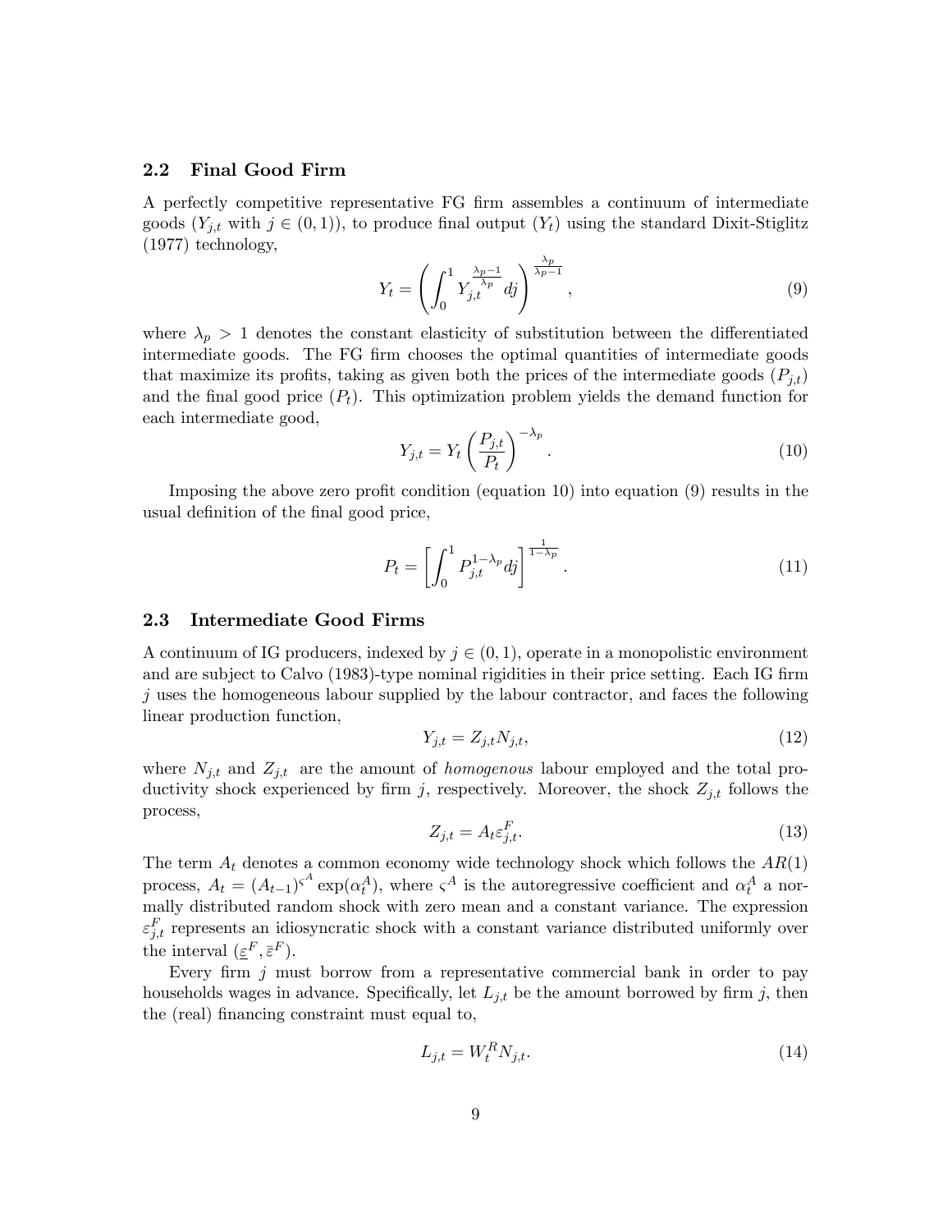### 2.2 Final Good Firm

A perfectly competitive representative FG firm assembles a continuum of intermediate goods ($Y_{j,t}$ with $j \in (0,1)$), to produce final output ($Y_t$) using the standard Dixit-Stiglitz (1977) technology,

$$Y_t = \left( \int_0^1 Y_{j,t}^{\frac{\lambda_p - 1}{\lambda_p}} dj \right)^{\frac{\lambda_p}{\lambda_p - 1}}, \tag{9}$$

where $\lambda_p > 1$ denotes the constant elasticity of substitution between the differentiated intermediate goods. The FG firm chooses the optimal quantities of intermediate goods that maximize its profits, taking as given both the prices of the intermediate goods ($P_{j,t}$) and the final good price ($P_t$). This optimization problem yields the demand function for each intermediate good,

$$Y_{j,t} = Y_t \left( \frac{P_{j,t}}{P_t} \right)^{-\lambda_p}. \tag{10}$$

Imposing the above zero profit condition (equation 10) into equation (9) results in the usual definition of the final good price,

$$P_t = \left[ \int_0^1 P_{j,t}^{1-\lambda_p} dj \right]^{\frac{1}{1-\lambda_p}}. \tag{11}$$

### 2.3 Intermediate Good Firms

A continuum of IG producers, indexed by $j \in (0,1)$, operate in a monopolistic environment and are subject to Calvo (1983)-type nominal rigidities in their price setting. Each IG firm $j$ uses the homogeneous labour supplied by the labour contractor, and faces the following linear production function,

$$Y_{j,t} = Z_{j,t} N_{j,t}, \tag{12}$$

where $N_{j,t}$ and $Z_{j,t}$ are the amount of *homogenous* labour employed and the total productivity shock experienced by firm $j$, respectively. Moreover, the shock $Z_{j,t}$ follows the process,

$$Z_{j,t} = A_t \varepsilon_{j,t}^F. \tag{13}$$

The term $A_t$ denotes a common economy wide technology shock which follows the $AR(1)$ process, $A_t = (A_{t-1})^{\varsigma^A} \exp(\alpha_t^A)$, where $\varsigma^A$ is the autoregressive coefficient and $\alpha_t^A$ a normally distributed random shock with zero mean and a constant variance. The expression $\varepsilon_{j,t}^F$ represents an idiosyncratic shock with a constant variance distributed uniformly over the interval $(\underline{\varepsilon}^F, \bar{\varepsilon}^F)$.

Every firm $j$ must borrow from a representative commercial bank in order to pay households wages in advance. Specifically, let $L_{j,t}$ be the amount borrowed by firm $j$, then the (real) financing constraint must equal to,

$$L_{j,t} = W_t^R N_{j,t}. \tag{14}$$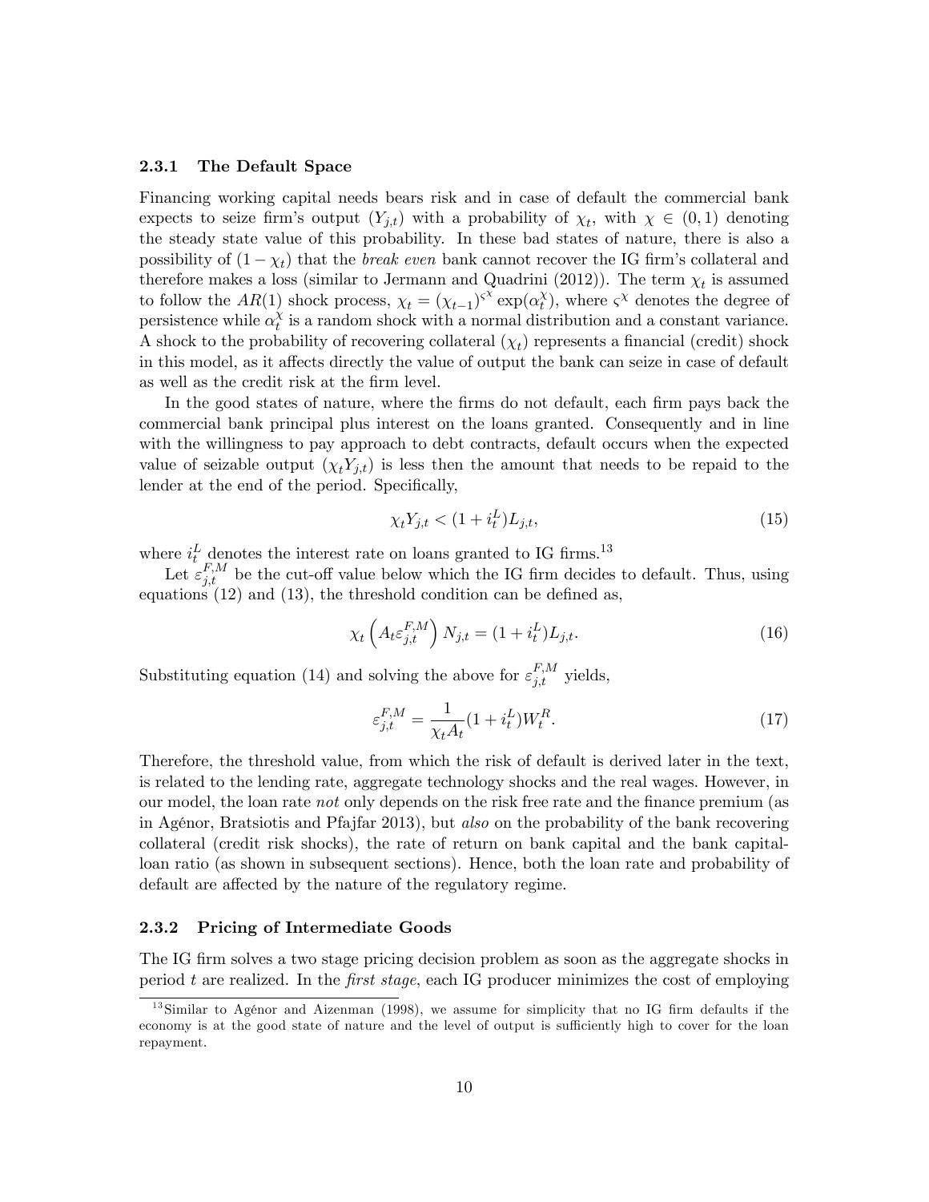### 2.3.1 The Default Space

Financing working capital needs bears risk and in case of default the commercial bank expects to seize firm's output ($Y_{j,t}$) with a probability of $\chi_t$, with $\chi \in (0,1)$ denoting the steady state value of this probability. In these bad states of nature, there is also a possibility of $(1-\chi_t)$ that the *break even* bank cannot recover the IG firm's collateral and therefore makes a loss (similar to Jermann and Quadrini (2012)). The term $\chi_t$ is assumed to follow the $AR(1)$ shock process, $\chi_t = (\chi_{t-1})^{\varsigma^{\chi}} \exp(\alpha_t^{\chi})$, where $\varsigma^{\chi}$ denotes the degree of persistence while $\alpha_t^{\chi}$ is a random shock with a normal distribution and a constant variance. A shock to the probability of recovering collateral ($\chi_t$) represents a financial (credit) shock in this model, as it affects directly the value of output the bank can seize in case of default as well as the credit risk at the firm level.

In the good states of nature, where the firms do not default, each firm pays back the commercial bank principal plus interest on the loans granted. Consequently and in line with the willingness to pay approach to debt contracts, default occurs when the expected value of seizable output ($\chi_t Y_{j,t}$) is less then the amount that needs to be repaid to the lender at the end of the period. Specifically,

$$\chi_t Y_{j,t} < (1 + i_t^L) L_{j,t}, \tag{15}$$

where $i_t^L$ denotes the interest rate on loans granted to IG firms.[13]

Let $\varepsilon_{j,t}^{F,M}$ be the cut-off value below which the IG firm decides to default. Thus, using equations (12) and (13), the threshold condition can be defined as,

$$\chi_t \left( A_t \varepsilon_{j,t}^{F,M} \right) N_{j,t} = (1 + i_t^L) L_{j,t}. \tag{16}$$

Substituting equation (14) and solving the above for $\varepsilon_{j,t}^{F,M}$ yields,

$$\varepsilon_{j,t}^{F,M} = \frac{1}{\chi_t A_t} (1 + i_t^L) W_t^R. \tag{17}$$

Therefore, the threshold value, from which the risk of default is derived later in the text, is related to the lending rate, aggregate technology shocks and the real wages. However, in our model, the loan rate *not* only depends on the risk free rate and the finance premium (as in Agénor, Bratsiotis and Pfajfar 2013), but *also* on the probability of the bank recovering collateral (credit risk shocks), the rate of return on bank capital and the bank capital-loan ratio (as shown in subsequent sections). Hence, both the loan rate and probability of default are affected by the nature of the regulatory regime.

### 2.3.2 Pricing of Intermediate Goods

The IG firm solves a two stage pricing decision problem as soon as the aggregate shocks in period $t$ are realized. In the *first stage*, each IG producer minimizes the cost of employing

[13] Similar to Agénor and Aizenman (1998), we assume for simplicity that no IG firm defaults if the economy is at the good state of nature and the level of output is sufficiently high to cover for the loan repayment.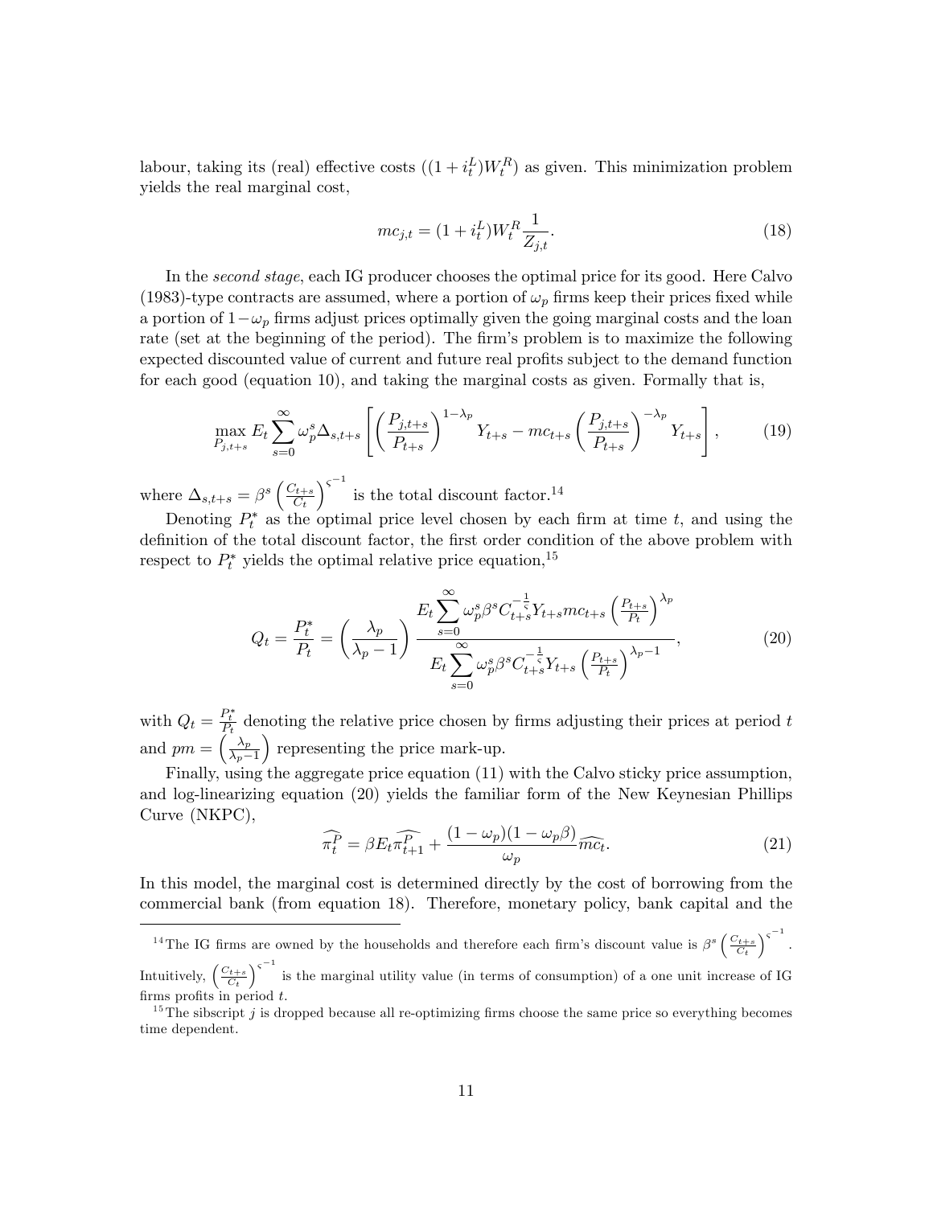labour, taking its (real) effective costs ($(1+i_t^L)W_t^R$) as given. This minimization problem yields the real marginal cost,

$$mc_{j,t} = (1+i_t^L)W_t^R \frac{1}{Z_{j,t}}. \tag{18}$$

In the *second stage*, each IG producer chooses the optimal price for its good. Here Calvo (1983)-type contracts are assumed, where a portion of $\omega_p$ firms keep their prices fixed while a portion of $1-\omega_p$ firms adjust prices optimally given the going marginal costs and the loan rate (set at the beginning of the period). The firm's problem is to maximize the following expected discounted value of current and future real profits subject to the demand function for each good (equation 10), and taking the marginal costs as given. Formally that is,

$$\max_{P_{j,t+s}} E_t \sum_{s=0}^{\infty} \omega_p^s \Delta_{s,t+s} \left[ \left( \frac{P_{j,t+s}}{P_{t+s}} \right)^{1-\lambda_p} Y_{t+s} - mc_{t+s} \left( \frac{P_{j,t+s}}{P_{t+s}} \right)^{-\lambda_p} Y_{t+s} \right], \tag{19}$$

where $\Delta_{s,t+s} = \beta^s \left( \frac{C_{t+s}}{C_t} \right)^{\varsigma^{-1}}$ is the total discount factor.[14]

Denoting $P_t^*$ as the optimal price level chosen by each firm at time $t$, and using the definition of the total discount factor, the first order condition of the above problem with respect to $P_t^*$ yields the optimal relative price equation,[15]

$$Q_t = \frac{P_t^*}{P_t} = \left( \frac{\lambda_p}{\lambda_p - 1} \right) \frac{E_t \sum_{s=0}^{\infty} \omega_p^s \beta^s C_{t+s}^{-\frac{1}{\varsigma}} Y_{t+s} mc_{t+s} \left( \frac{P_{t+s}}{P_t} \right)^{\lambda_p}}{E_t \sum_{s=0}^{\infty} \omega_p^s \beta^s C_{t+s}^{-\frac{1}{\varsigma}} Y_{t+s} \left( \frac{P_{t+s}}{P_t} \right)^{\lambda_p - 1}}, \tag{20}$$

with $Q_t = \frac{P_t^*}{P_t}$ denoting the relative price chosen by firms adjusting their prices at period $t$ and $pm = \left( \frac{\lambda_p}{\lambda_p - 1} \right)$ representing the price mark-up.

Finally, using the aggregate price equation (11) with the Calvo sticky price assumption, and log-linearizing equation (20) yields the familiar form of the New Keynesian Phillips Curve (NKPC),

$$\widehat{\pi_t^P} = \beta E_t \widehat{\pi_{t+1}^P} + \frac{(1-\omega_p)(1-\omega_p \beta)}{\omega_p} \widehat{mc_t}. \tag{21}$$

In this model, the marginal cost is determined directly by the cost of borrowing from the commercial bank (from equation 18). Therefore, monetary policy, bank capital and the

---

[14] The IG firms are owned by the households and therefore each firm's discount value is $\beta^s \left( \frac{C_{t+s}}{C_t} \right)^{\varsigma^{-1}}$. Intuitively, $\left( \frac{C_{t+s}}{C_t} \right)^{\varsigma^{-1}}$ is the marginal utility value (in terms of consumption) of a one unit increase of IG firms profits in period $t$.

[15] The sibscript $j$ is dropped because all re-optimizing firms choose the same price so everything becomes time dependent.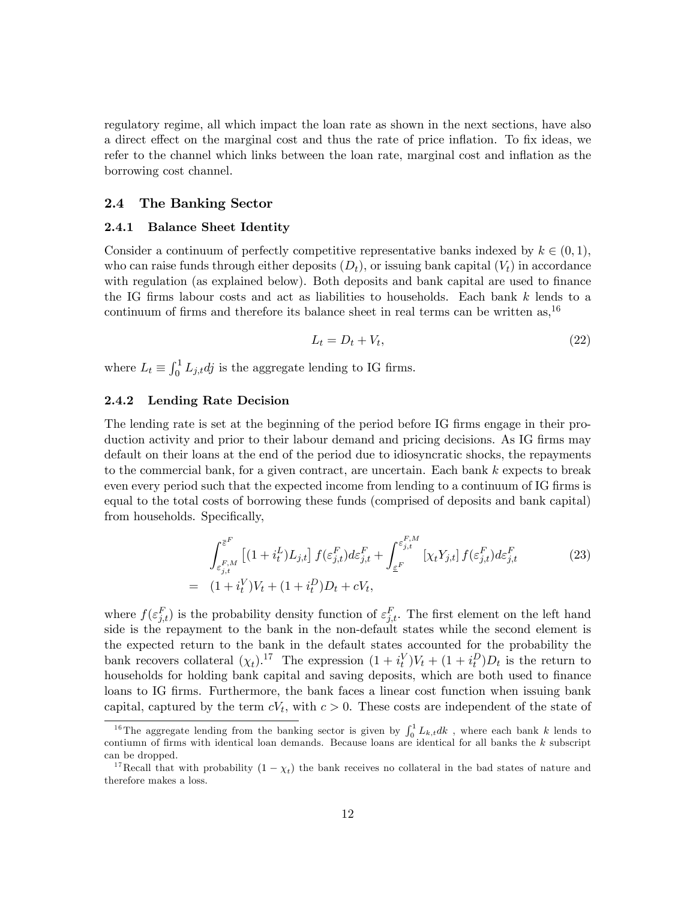regulatory regime, all which impact the loan rate as shown in the next sections, have also a direct effect on the marginal cost and thus the rate of price inflation. To fix ideas, we refer to the channel which links between the loan rate, marginal cost and inflation as the borrowing cost channel.

## 2.4 The Banking Sector

### 2.4.1 Balance Sheet Identity

Consider a continuum of perfectly competitive representative banks indexed by $k \in (0,1)$, who can raise funds through either deposits ($D_t$), or issuing bank capital ($V_t$) in accordance with regulation (as explained below). Both deposits and bank capital are used to finance the IG firms labour costs and act as liabilities to households. Each bank $k$ lends to a continuum of firms and therefore its balance sheet in real terms can be written as,[16]

$$L_t = D_t + V_t, \tag{22}$$

where $L_t \equiv \int_0^1 L_{j,t} dj$ is the aggregate lending to IG firms.

### 2.4.2 Lending Rate Decision

The lending rate is set at the beginning of the period before IG firms engage in their production activity and prior to their labour demand and pricing decisions. As IG firms may default on their loans at the end of the period due to idiosyncratic shocks, the repayments to the commercial bank, for a given contract, are uncertain. Each bank $k$ expects to break even every period such that the expected income from lending to a continuum of IG firms is equal to the total costs of borrowing these funds (comprised of deposits and bank capital) from households. Specifically,

$$\begin{aligned} & \int_{\varepsilon_{j,t}^{F,M}}^{\bar{\varepsilon}^F} \left[(1+i_t^L)L_{j,t}\right] f(\varepsilon_{j,t}^F) d\varepsilon_{j,t}^F + \int_{\underline{\varepsilon}^F}^{\varepsilon_{j,t}^{F,M}} \left[\chi_t Y_{j,t}\right] f(\varepsilon_{j,t}^F) d\varepsilon_{j,t}^F \\ = \quad & (1+i_t^V)V_t + (1+i_t^D)D_t + cV_t, \end{aligned} \tag{23}$$

where $f(\varepsilon_{j,t}^F)$ is the probability density function of $\varepsilon_{j,t}^F$. The first element on the left hand side is the repayment to the bank in the non-default states while the second element is the expected return to the bank in the default states accounted for the probability the bank recovers collateral ($\chi_t$).[17] The expression $(1+i_t^V)V_t + (1+i_t^D)D_t$ is the return to households for holding bank capital and saving deposits, which are both used to finance loans to IG firms. Furthermore, the bank faces a linear cost function when issuing bank capital, captured by the term $cV_t$, with $c > 0$. These costs are independent of the state of

[16] The aggregate lending from the banking sector is given by $\int_0^1 L_{k,t} dk$ , where each bank $k$ lends to contiumn of firms with identical loan demands. Because loans are identical for all banks the $k$ subscript can be dropped.

[17] Recall that with probability $(1-\chi_t)$ the bank receives no collateral in the bad states of nature and therefore makes a loss.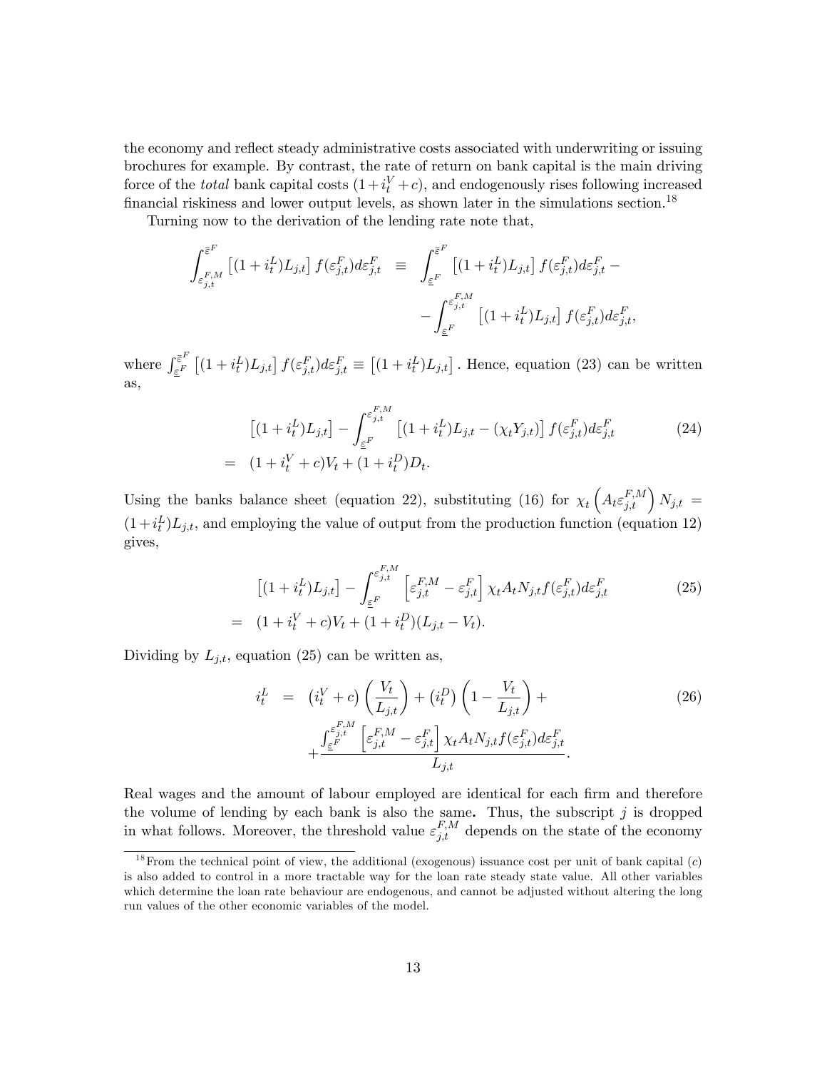the economy and reflect steady administrative costs associated with underwriting or issuing brochures for example. By contrast, the rate of return on bank capital is the main driving force of the *total* bank capital costs $(1+i_t^V+c)$, and endogenously rises following increased financial riskiness and lower output levels, as shown later in the simulations section.[18]

Turning now to the derivation of the lending rate note that,

$$
\begin{aligned}
\int_{\varepsilon_{j,t}^{F,M}}^{\bar{\varepsilon}^F} \left[(1+i_t^L)L_{j,t}\right] f(\varepsilon_{j,t}^F)d\varepsilon_{j,t}^F \quad \equiv \quad & \int_{\underline{\varepsilon}^F}^{\bar{\varepsilon}^F} \left[(1+i_t^L)L_{j,t}\right] f(\varepsilon_{j,t}^F)d\varepsilon_{j,t}^F - \\
& - \int_{\underline{\varepsilon}^F}^{\varepsilon_{j,t}^{F,M}} \left[(1+i_t^L)L_{j,t}\right] f(\varepsilon_{j,t}^F)d\varepsilon_{j,t}^F,
\end{aligned}
$$

where $\int_{\underline{\varepsilon}^F}^{\bar{\varepsilon}^F} \left[(1+i_t^L)L_{j,t}\right] f(\varepsilon_{j,t}^F)d\varepsilon_{j,t}^F \equiv \left[(1+i_t^L)L_{j,t}\right]$. Hence, equation (23) can be written as,

$$
\begin{aligned}
& \left[(1+i_t^L)L_{j,t}\right] - \int_{\underline{\varepsilon}^F}^{\varepsilon_{j,t}^{F,M}} \left[(1+i_t^L)L_{j,t} - (\chi_t Y_{j,t})\right] f(\varepsilon_{j,t}^F)d\varepsilon_{j,t}^F \\
= \quad & (1+i_t^V+c)V_t + (1+i_t^D)D_t.
\end{aligned} \tag{24}
$$

Using the banks balance sheet (equation 22), substituting (16) for $\chi_t \left(A_t \varepsilon_{j,t}^{F,M}\right) N_{j,t} = (1+i_t^L)L_{j,t}$, and employing the value of output from the production function (equation 12) gives,

$$
\begin{aligned}
& \left[(1+i_t^L)L_{j,t}\right] - \int_{\underline{\varepsilon}^F}^{\varepsilon_{j,t}^{F,M}} \left[\varepsilon_{j,t}^{F,M} - \varepsilon_{j,t}^F\right] \chi_t A_t N_{j,t} f(\varepsilon_{j,t}^F)d\varepsilon_{j,t}^F \\
= \quad & (1+i_t^V+c)V_t + (1+i_t^D)(L_{j,t} - V_t).
\end{aligned} \tag{25}
$$

Dividing by $L_{j,t}$, equation (25) can be written as,

$$
\begin{aligned}
i_t^L \quad = \quad & \left(i_t^V + c\right)\left(\frac{V_t}{L_{j,t}}\right) + \left(i_t^D\right)\left(1 - \frac{V_t}{L_{j,t}}\right) + \\
& + \frac{\int_{\underline{\varepsilon}^F}^{\varepsilon_{j,t}^{F,M}} \left[\varepsilon_{j,t}^{F,M} - \varepsilon_{j,t}^F\right] \chi_t A_t N_{j,t} f(\varepsilon_{j,t}^F)d\varepsilon_{j,t}^F}{L_{j,t}}.
\end{aligned} \tag{26}
$$

Real wages and the amount of labour employed are identical for each firm and therefore the volume of lending by each bank is also the same**.** Thus, the subscript $j$ is dropped in what follows. Moreover, the threshold value $\varepsilon_{j,t}^{F,M}$ depends on the state of the economy

[18] From the technical point of view, the additional (exogenous) issuance cost per unit of bank capital ($c$) is also added to control in a more tractable way for the loan rate steady state value. All other variables which determine the loan rate behaviour are endogenous, and cannot be adjusted without altering the long run values of the other economic variables of the model.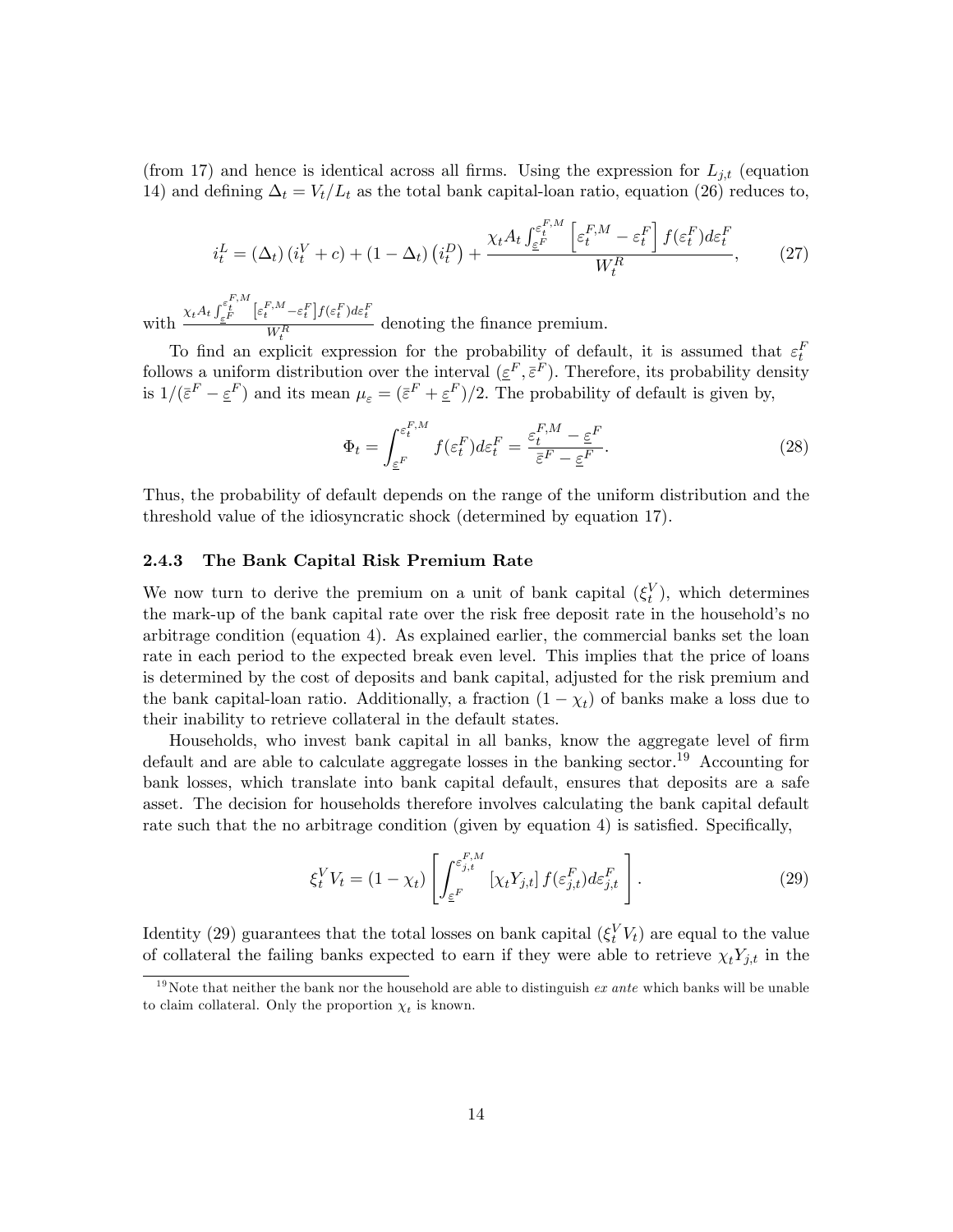(from 17) and hence is identical across all firms. Using the expression for $L_{j,t}$ (equation 14) and defining $\Delta_t = V_t/L_t$ as the total bank capital-loan ratio, equation (26) reduces to,

$$i_t^L = (\Delta_t)\left(i_t^V + c\right) + (1 - \Delta_t)\left(i_t^D\right) + \frac{\chi_t A_t \int_{\underline{\varepsilon}^F}^{\varepsilon_t^{F,M}} \left[\varepsilon_t^{F,M} - \varepsilon_t^F\right] f(\varepsilon_t^F) d\varepsilon_t^F}{W_t^R}, \tag{27}$$

with $\frac{\chi_t A_t \int_{\underline{\varepsilon}^F}^{\varepsilon_t^{F,M}} \left[\varepsilon_t^{F,M} - \varepsilon_t^F\right] f(\varepsilon_t^F) d\varepsilon_t^F}{W_t^R}$ denoting the finance premium.

To find an explicit expression for the probability of default, it is assumed that $\varepsilon_t^F$ follows a uniform distribution over the interval $(\underline{\varepsilon}^F, \bar{\varepsilon}^F)$. Therefore, its probability density is $1/(\bar{\varepsilon}^F - \underline{\varepsilon}^F)$ and its mean $\mu_\varepsilon = (\bar{\varepsilon}^F + \underline{\varepsilon}^F)/2$. The probability of default is given by,

$$\Phi_t = \int_{\underline{\varepsilon}^F}^{\varepsilon_t^{F,M}} f(\varepsilon_t^F) d\varepsilon_t^F = \frac{\varepsilon_t^{F,M} - \underline{\varepsilon}^F}{\bar{\varepsilon}^F - \underline{\varepsilon}^F}. \tag{28}$$

Thus, the probability of default depends on the range of the uniform distribution and the threshold value of the idiosyncratic shock (determined by equation 17).

### 2.4.3 The Bank Capital Risk Premium Rate

We now turn to derive the premium on a unit of bank capital ($\xi_t^V$), which determines the mark-up of the bank capital rate over the risk free deposit rate in the household's no arbitrage condition (equation 4). As explained earlier, the commercial banks set the loan rate in each period to the expected break even level. This implies that the price of loans is determined by the cost of deposits and bank capital, adjusted for the risk premium and the bank capital-loan ratio. Additionally, a fraction $(1 - \chi_t)$ of banks make a loss due to their inability to retrieve collateral in the default states.

Households, who invest bank capital in all banks, know the aggregate level of firm default and are able to calculate aggregate losses in the banking sector.[19] Accounting for bank losses, which translate into bank capital default, ensures that deposits are a safe asset. The decision for households therefore involves calculating the bank capital default rate such that the no arbitrage condition (given by equation 4) is satisfied. Specifically,

$$\xi_t^V V_t = (1 - \chi_t)\left[\int_{\underline{\varepsilon}^F}^{\varepsilon_{j,t}^{F,M}} \left[\chi_t Y_{j,t}\right] f(\varepsilon_{j,t}^F) d\varepsilon_{j,t}^F\right]. \tag{29}$$

Identity (29) guarantees that the total losses on bank capital ($\xi_t^V V_t$) are equal to the value of collateral the failing banks expected to earn if they were able to retrieve $\chi_t Y_{j,t}$ in the

[19] Note that neither the bank nor the household are able to distinguish *ex ante* which banks will be unable to claim collateral. Only the proportion $\chi_t$ is known.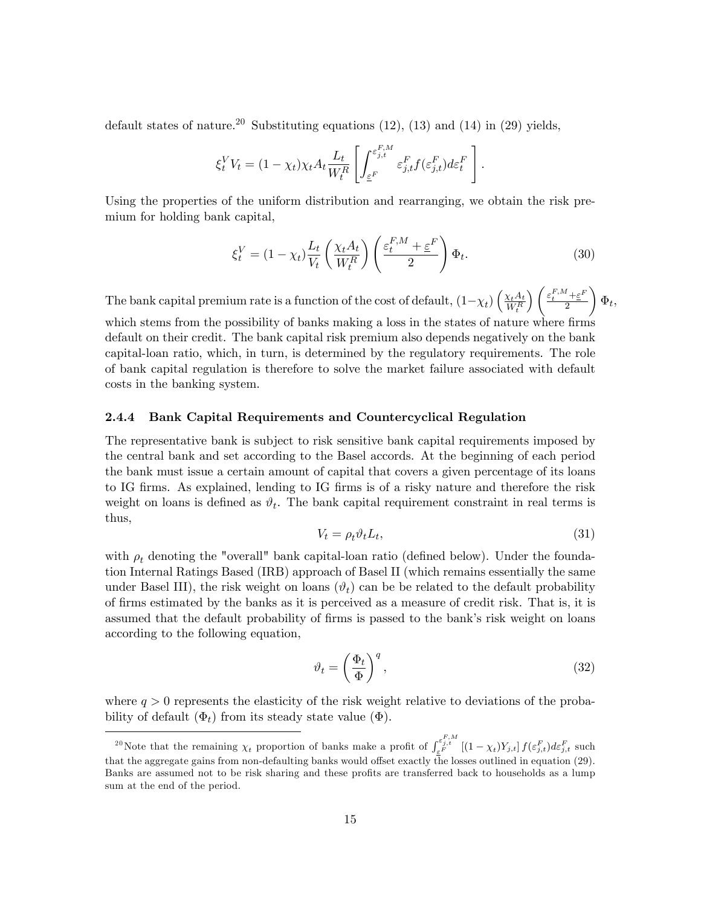default states of nature.[20] Substituting equations (12), (13) and (14) in (29) yields,

$$\xi_t^V V_t = (1-\chi_t)\chi_t A_t \frac{L_t}{W_t^R}\left[\int_{\underline{\varepsilon}^F}^{\varepsilon_{j,t}^{F,M}} \varepsilon_{j,t}^F f(\varepsilon_{j,t}^F) d\varepsilon_t^F\right].$$

Using the properties of the uniform distribution and rearranging, we obtain the risk premium for holding bank capital,

$$\xi_t^V = (1-\chi_t)\frac{L_t}{V_t}\left(\frac{\chi_t A_t}{W_t^R}\right)\left(\frac{\varepsilon_t^{F,M} + \underline{\varepsilon}^F}{2}\right)\Phi_t. \tag{30}$$

The bank capital premium rate is a function of the cost of default, $(1-\chi_t)\left(\frac{\chi_t A_t}{W_t^R}\right)\left(\frac{\varepsilon_t^{F,M}+\underline{\varepsilon}^F}{2}\right)\Phi_t$, which stems from the possibility of banks making a loss in the states of nature where firms default on their credit. The bank capital risk premium also depends negatively on the bank capital-loan ratio, which, in turn, is determined by the regulatory requirements. The role of bank capital regulation is therefore to solve the market failure associated with default costs in the banking system.

### 2.4.4 Bank Capital Requirements and Countercyclical Regulation

The representative bank is subject to risk sensitive bank capital requirements imposed by the central bank and set according to the Basel accords. At the beginning of each period the bank must issue a certain amount of capital that covers a given percentage of its loans to IG firms. As explained, lending to IG firms is of a risky nature and therefore the risk weight on loans is defined as $\vartheta_t$. The bank capital requirement constraint in real terms is thus,

$$V_t = \rho_t \vartheta_t L_t, \tag{31}$$

with $\rho_t$ denoting the "overall" bank capital-loan ratio (defined below). Under the foundation Internal Ratings Based (IRB) approach of Basel II (which remains essentially the same under Basel III), the risk weight on loans ($\vartheta_t$) can be be related to the default probability of firms estimated by the banks as it is perceived as a measure of credit risk. That is, it is assumed that the default probability of firms is passed to the bank's risk weight on loans according to the following equation,

$$\vartheta_t = \left(\frac{\Phi_t}{\Phi}\right)^q, \tag{32}$$

where $q > 0$ represents the elasticity of the risk weight relative to deviations of the probability of default ($\Phi_t$) from its steady state value ($\Phi$).

[20] Note that the remaining $\chi_t$ proportion of banks make a profit of $\int_{\underline{\varepsilon}^F}^{\varepsilon_{j,t}^{F,M}} [(1-\chi_t)Y_{j,t}] f(\varepsilon_{j,t}^F) d\varepsilon_{j,t}^F$ such that the aggregate gains from non-defaulting banks would offset exactly the losses outlined in equation (29). Banks are assumed not to be risk sharing and these profits are transferred back to households as a lump sum at the end of the period.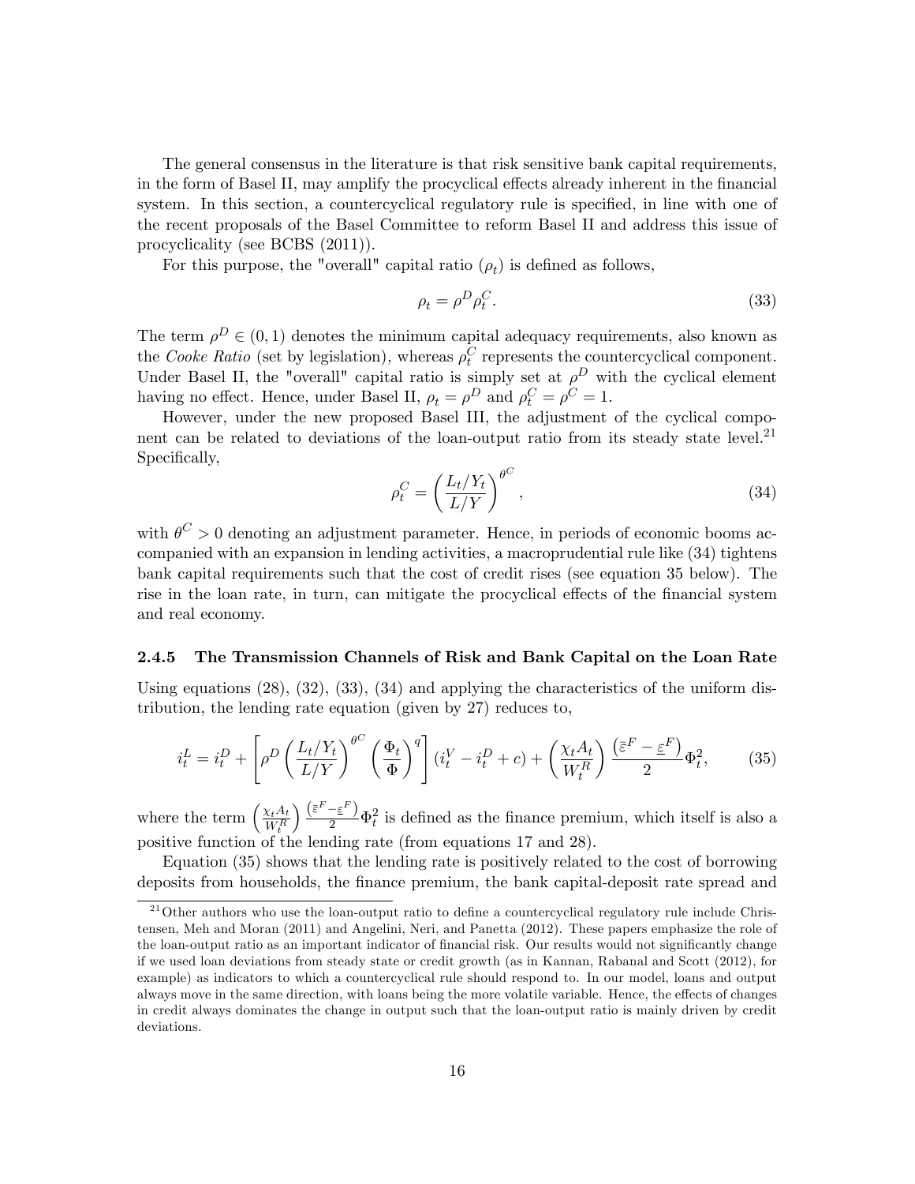The general consensus in the literature is that risk sensitive bank capital requirements, in the form of Basel II, may amplify the procyclical effects already inherent in the financial system. In this section, a countercyclical regulatory rule is specified, in line with one of the recent proposals of the Basel Committee to reform Basel II and address this issue of procyclicality (see BCBS (2011)).

For this purpose, the "overall" capital ratio ($\rho_t$) is defined as follows,

$$\rho_t = \rho^D \rho_t^C. \tag{33}$$

The term $\rho^D \in (0, 1)$ denotes the minimum capital adequacy requirements, also known as the *Cooke Ratio* (set by legislation), whereas $\rho_t^C$ represents the countercyclical component. Under Basel II, the "overall" capital ratio is simply set at $\rho^D$ with the cyclical element having no effect. Hence, under Basel II, $\rho_t = \rho^D$ and $\rho_t^C = \rho^C = 1$.

However, under the new proposed Basel III, the adjustment of the cyclical component can be related to deviations of the loan-output ratio from its steady state level.[21] Specifically,

$$\rho_t^C = \left( \frac{L_t/Y_t}{L/Y} \right)^{\theta^C}, \tag{34}$$

with $\theta^C > 0$ denoting an adjustment parameter. Hence, in periods of economic booms accompanied with an expansion in lending activities, a macroprudential rule like (34) tightens bank capital requirements such that the cost of credit rises (see equation 35 below). The rise in the loan rate, in turn, can mitigate the procyclical effects of the financial system and real economy.

### 2.4.5 The Transmission Channels of Risk and Bank Capital on the Loan Rate

Using equations (28), (32), (33), (34) and applying the characteristics of the uniform distribution, the lending rate equation (given by 27) reduces to,

$$i_t^L = i_t^D + \left[ \rho^D \left( \frac{L_t/Y_t}{L/Y} \right)^{\theta^C} \left( \frac{\Phi_t}{\Phi} \right)^q \right] (i_t^V - i_t^D + c) + \left( \frac{\chi_t A_t}{W_t^R} \right) \frac{\left( \bar{\varepsilon}^F - \underline{\varepsilon}^F \right)}{2} \Phi_t^2, \tag{35}$$

where the term $\left( \frac{\chi_t A_t}{W_t^R} \right) \frac{\left( \bar{\varepsilon}^F - \underline{\varepsilon}^F \right)}{2} \Phi_t^2$ is defined as the finance premium, which itself is also a positive function of the lending rate (from equations 17 and 28).

Equation (35) shows that the lending rate is positively related to the cost of borrowing deposits from households, the finance premium, the bank capital-deposit rate spread and

[21] Other authors who use the loan-output ratio to define a countercyclical regulatory rule include Christensen, Meh and Moran (2011) and Angelini, Neri, and Panetta (2012). These papers emphasize the role of the loan-output ratio as an important indicator of financial risk. Our results would not significantly change if we used loan deviations from steady state or credit growth (as in Kannan, Rabanal and Scott (2012), for example) as indicators to which a countercyclical rule should respond to. In our model, loans and output always move in the same direction, with loans being the more volatile variable. Hence, the effects of changes in credit always dominates the change in output such that the loan-output ratio is mainly driven by credit deviations.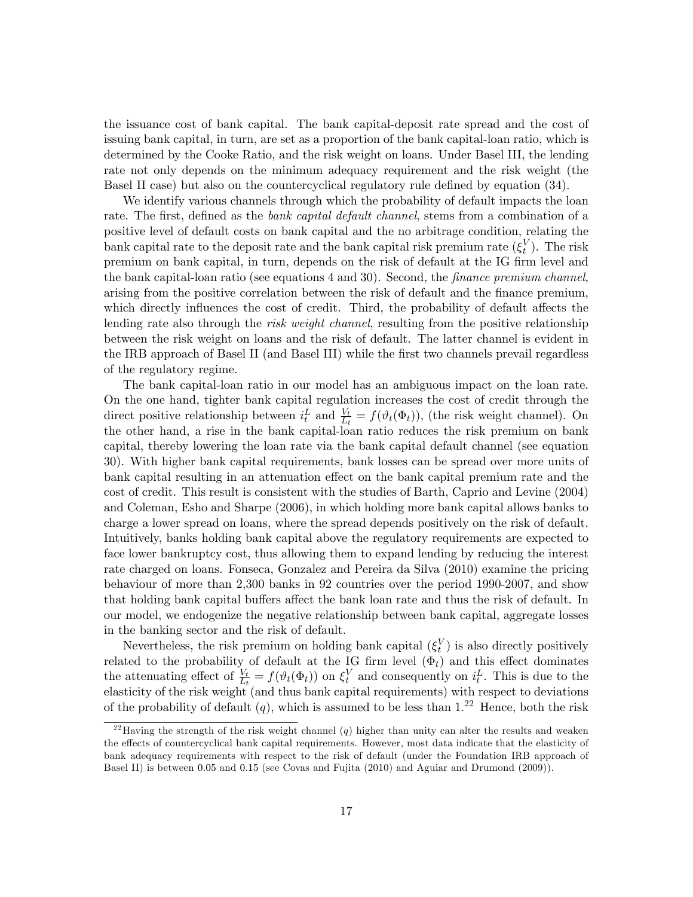the issuance cost of bank capital. The bank capital-deposit rate spread and the cost of issuing bank capital, in turn, are set as a proportion of the bank capital-loan ratio, which is determined by the Cooke Ratio, and the risk weight on loans. Under Basel III, the lending rate not only depends on the minimum adequacy requirement and the risk weight (the Basel II case) but also on the countercyclical regulatory rule defined by equation (34).

We identify various channels through which the probability of default impacts the loan rate. The first, defined as the *bank capital default channel*, stems from a combination of a positive level of default costs on bank capital and the no arbitrage condition, relating the bank capital rate to the deposit rate and the bank capital risk premium rate ($\xi_t^V$). The risk premium on bank capital, in turn, depends on the risk of default at the IG firm level and the bank capital-loan ratio (see equations 4 and 30). Second, the *finance premium channel*, arising from the positive correlation between the risk of default and the finance premium, which directly influences the cost of credit. Third, the probability of default affects the lending rate also through the *risk weight channel*, resulting from the positive relationship between the risk weight on loans and the risk of default. The latter channel is evident in the IRB approach of Basel II (and Basel III) while the first two channels prevail regardless of the regulatory regime.

The bank capital-loan ratio in our model has an ambiguous impact on the loan rate. On the one hand, tighter bank capital regulation increases the cost of credit through the direct positive relationship between $i_t^L$ and $\frac{V_t}{L_t} = f(\vartheta_t(\Phi_t))$, (the risk weight channel). On the other hand, a rise in the bank capital-loan ratio reduces the risk premium on bank capital, thereby lowering the loan rate via the bank capital default channel (see equation 30). With higher bank capital requirements, bank losses can be spread over more units of bank capital resulting in an attenuation effect on the bank capital premium rate and the cost of credit. This result is consistent with the studies of Barth, Caprio and Levine (2004) and Coleman, Esho and Sharpe (2006), in which holding more bank capital allows banks to charge a lower spread on loans, where the spread depends positively on the risk of default. Intuitively, banks holding bank capital above the regulatory requirements are expected to face lower bankruptcy cost, thus allowing them to expand lending by reducing the interest rate charged on loans. Fonseca, Gonzalez and Pereira da Silva (2010) examine the pricing behaviour of more than 2,300 banks in 92 countries over the period 1990-2007, and show that holding bank capital buffers affect the bank loan rate and thus the risk of default. In our model, we endogenize the negative relationship between bank capital, aggregate losses in the banking sector and the risk of default.

Nevertheless, the risk premium on holding bank capital ($\xi_t^V$) is also directly positively related to the probability of default at the IG firm level ($\Phi_t$) and this effect dominates the attenuating effect of $\frac{V_t}{L_t} = f(\vartheta_t(\Phi_t))$ on $\xi_t^V$ and consequently on $i_t^L$. This is due to the elasticity of the risk weight (and thus bank capital requirements) with respect to deviations of the probability of default ($q$), which is assumed to be less than 1.[22] Hence, both the risk

[22] Having the strength of the risk weight channel ($q$) higher than unity can alter the results and weaken the effects of countercyclical bank capital requirements. However, most data indicate that the elasticity of bank adequacy requirements with respect to the risk of default (under the Foundation IRB approach of Basel II) is between 0.05 and 0.15 (see Covas and Fujita (2010) and Aguiar and Drumond (2009)).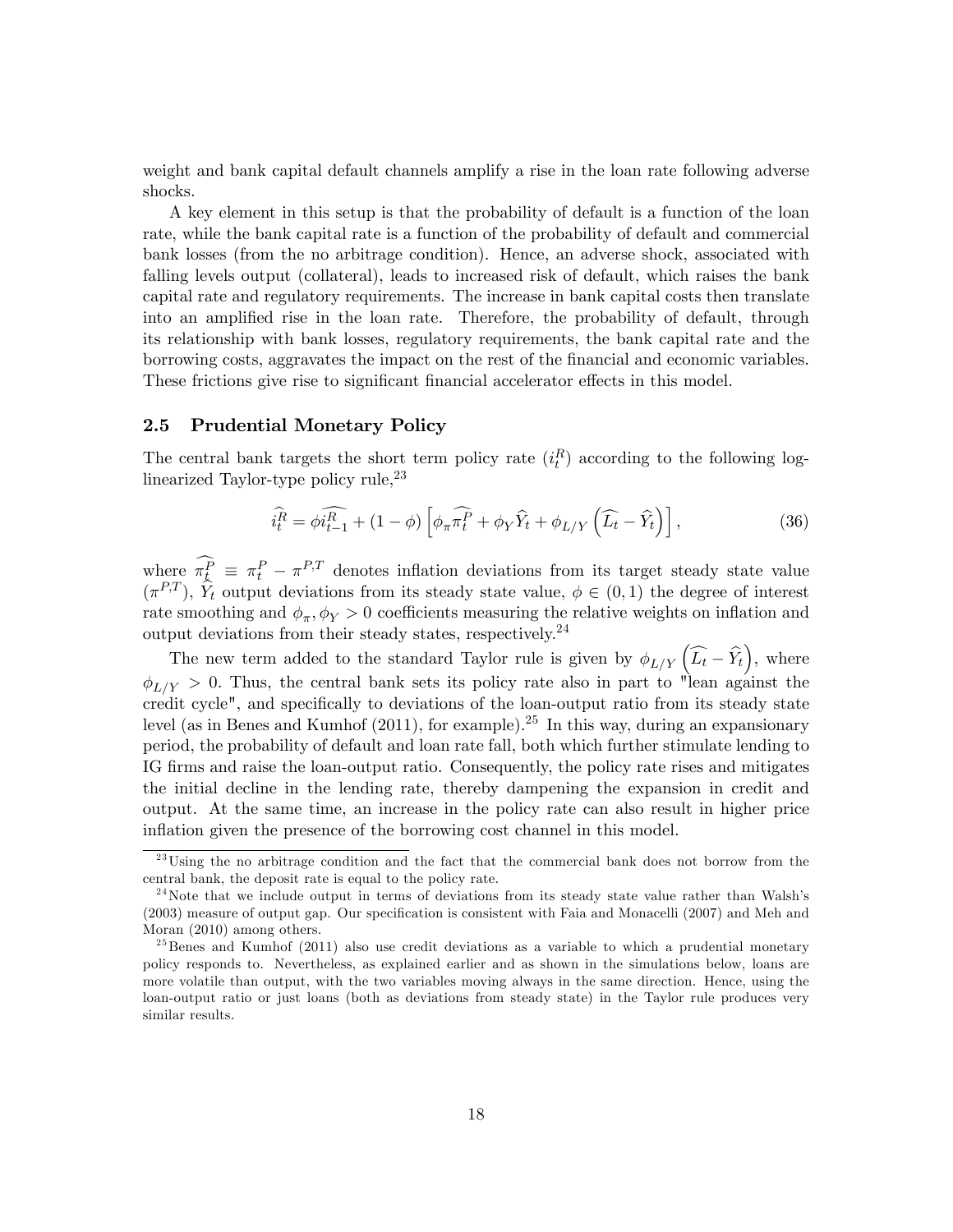weight and bank capital default channels amplify a rise in the loan rate following adverse shocks.

A key element in this setup is that the probability of default is a function of the loan rate, while the bank capital rate is a function of the probability of default and commercial bank losses (from the no arbitrage condition). Hence, an adverse shock, associated with falling levels output (collateral), leads to increased risk of default, which raises the bank capital rate and regulatory requirements. The increase in bank capital costs then translate into an amplified rise in the loan rate. Therefore, the probability of default, through its relationship with bank losses, regulatory requirements, the bank capital rate and the borrowing costs, aggravates the impact on the rest of the financial and economic variables. These frictions give rise to significant financial accelerator effects in this model.

### 2.5 Prudential Monetary Policy

The central bank targets the short term policy rate ($i_t^R$) according to the following log-linearized Taylor-type policy rule,[23]

$$\widehat{i_t^R} = \phi \widehat{i_{t-1}^R} + (1-\phi)\left[\phi_\pi \widehat{\pi_t^P} + \phi_Y \widehat{Y}_t + \phi_{L/Y}\left(\widehat{L_t} - \widehat{Y}_t\right)\right], \tag{36}$$

where $\widehat{\pi_t^P} \equiv \pi_t^P - \pi^{P,T}$ denotes inflation deviations from its target steady state value ($\pi^{P,T}$), $\widehat{Y}_t$ output deviations from its steady state value, $\phi \in (0,1)$ the degree of interest rate smoothing and $\phi_\pi, \phi_Y > 0$ coefficients measuring the relative weights on inflation and output deviations from their steady states, respectively.[24]

The new term added to the standard Taylor rule is given by $\phi_{L/Y}\left(\widehat{L_t} - \widehat{Y}_t\right)$, where $\phi_{L/Y} > 0$. Thus, the central bank sets its policy rate also in part to "lean against the credit cycle", and specifically to deviations of the loan-output ratio from its steady state level (as in Benes and Kumhof (2011), for example).[25] In this way, during an expansionary period, the probability of default and loan rate fall, both which further stimulate lending to IG firms and raise the loan-output ratio. Consequently, the policy rate rises and mitigates the initial decline in the lending rate, thereby dampening the expansion in credit and output. At the same time, an increase in the policy rate can also result in higher price inflation given the presence of the borrowing cost channel in this model.

---

[23] Using the no arbitrage condition and the fact that the commercial bank does not borrow from the central bank, the deposit rate is equal to the policy rate.

[24] Note that we include output in terms of deviations from its steady state value rather than Walsh's (2003) measure of output gap. Our specification is consistent with Faia and Monacelli (2007) and Meh and Moran (2010) among others.

[25] Benes and Kumhof (2011) also use credit deviations as a variable to which a prudential monetary policy responds to. Nevertheless, as explained earlier and as shown in the simulations below, loans are more volatile than output, with the two variables moving always in the same direction. Hence, using the loan-output ratio or just loans (both as deviations from steady state) in the Taylor rule produces very similar results.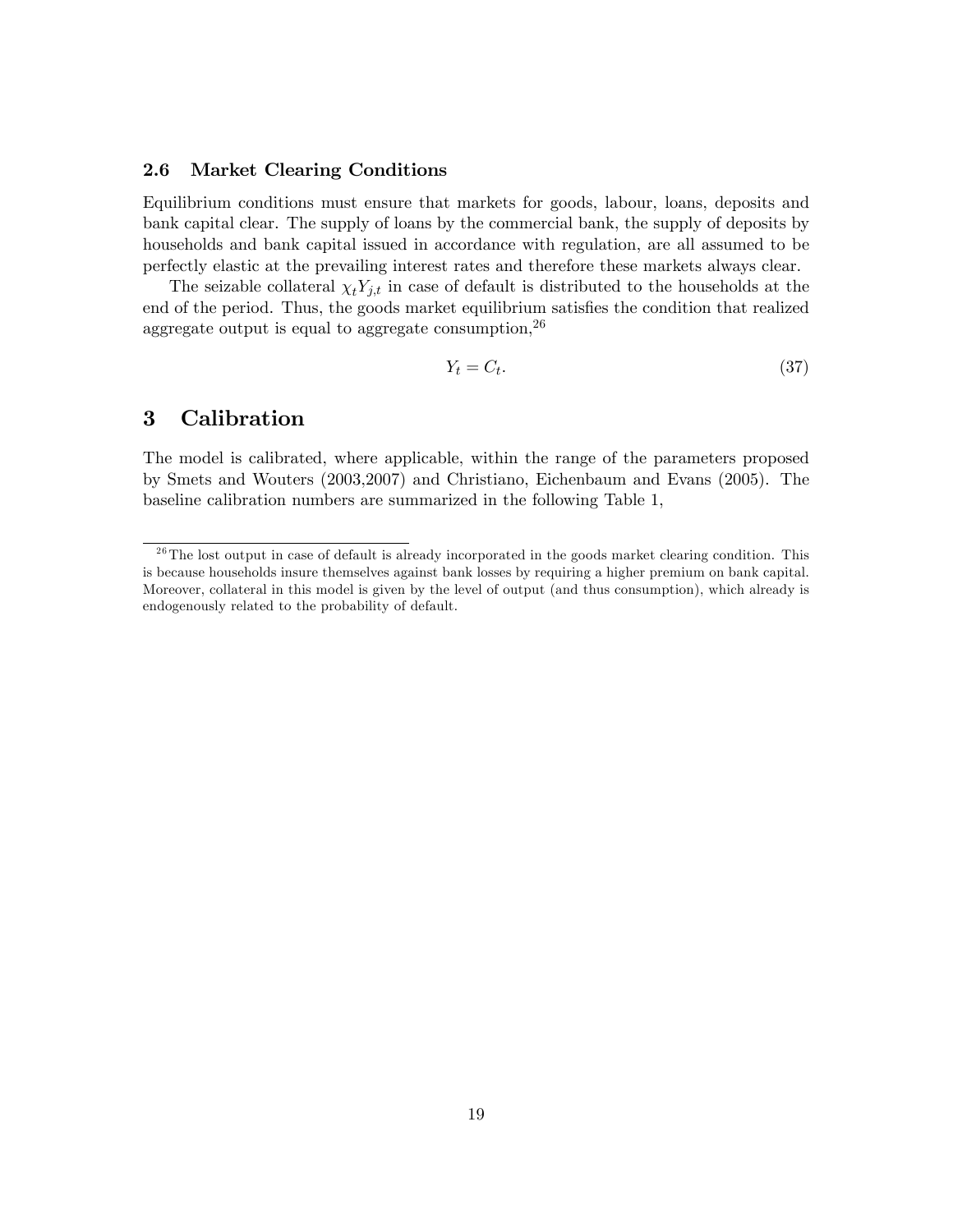### 2.6 Market Clearing Conditions

Equilibrium conditions must ensure that markets for goods, labour, loans, deposits and bank capital clear. The supply of loans by the commercial bank, the supply of deposits by households and bank capital issued in accordance with regulation, are all assumed to be perfectly elastic at the prevailing interest rates and therefore these markets always clear.

The seizable collateral $\chi_t Y_{j,t}$ in case of default is distributed to the households at the end of the period. Thus, the goods market equilibrium satisfies the condition that realized aggregate output is equal to aggregate consumption,[26]

$$Y_t = C_t. \tag{37}$$

## 3 Calibration

The model is calibrated, where applicable, within the range of the parameters proposed by Smets and Wouters (2003,2007) and Christiano, Eichenbaum and Evans (2005). The baseline calibration numbers are summarized in the following Table 1,

[26] The lost output in case of default is already incorporated in the goods market clearing condition. This is because households insure themselves against bank losses by requiring a higher premium on bank capital. Moreover, collateral in this model is given by the level of output (and thus consumption), which already is endogenously related to the probability of default.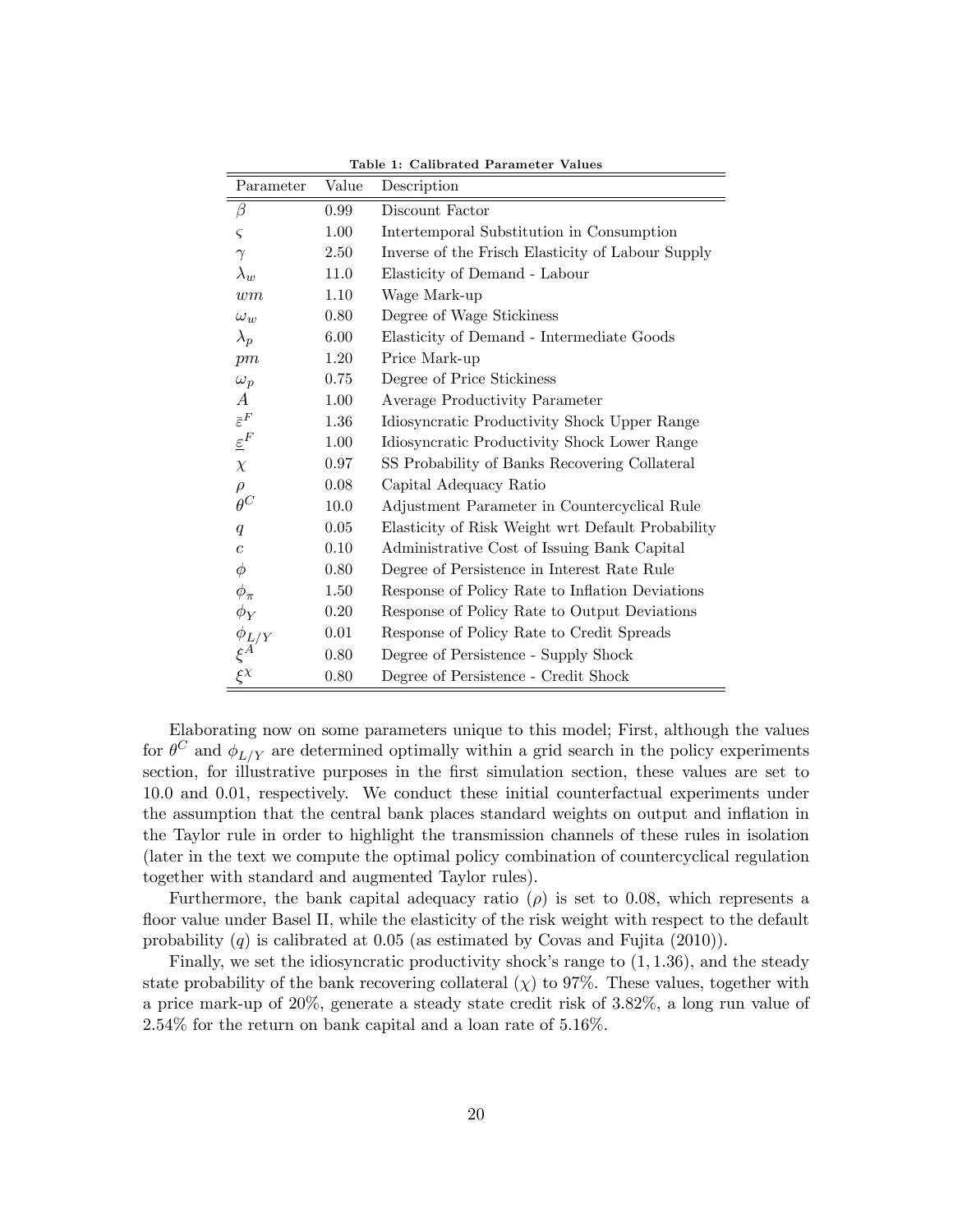**Table 1: Calibrated Parameter Values**

| Parameter | Value | Description |
|---|---|---|
| $\beta$ | 0.99 | Discount Factor |
| $\varsigma$ | 1.00 | Intertemporal Substitution in Consumption |
| $\gamma$ | 2.50 | Inverse of the Frisch Elasticity of Labour Supply |
| $\lambda_w$ | 11.0 | Elasticity of Demand - Labour |
| $wm$ | 1.10 | Wage Mark-up |
| $\omega_w$ | 0.80 | Degree of Wage Stickiness |
| $\lambda_p$ | 6.00 | Elasticity of Demand - Intermediate Goods |
| $pm$ | 1.20 | Price Mark-up |
| $\omega_p$ | 0.75 | Degree of Price Stickiness |
| $A$ | 1.00 | Average Productivity Parameter |
| $\bar{\varepsilon}^F$ | 1.36 | Idiosyncratic Productivity Shock Upper Range |
| $\underline{\varepsilon}^F$ | 1.00 | Idiosyncratic Productivity Shock Lower Range |
| $\chi$ | 0.97 | SS Probability of Banks Recovering Collateral |
| $\rho$ | 0.08 | Capital Adequacy Ratio |
| $\theta^C$ | 10.0 | Adjustment Parameter in Countercyclical Rule |
| $q$ | 0.05 | Elasticity of Risk Weight wrt Default Probability |
| $c$ | 0.10 | Administrative Cost of Issuing Bank Capital |
| $\phi$ | 0.80 | Degree of Persistence in Interest Rate Rule |
| $\phi_\pi$ | 1.50 | Response of Policy Rate to Inflation Deviations |
| $\phi_Y$ | 0.20 | Response of Policy Rate to Output Deviations |
| $\phi_{L/Y}$ | 0.01 | Response of Policy Rate to Credit Spreads |
| $\xi^A$ | 0.80 | Degree of Persistence - Supply Shock |
| $\xi^\chi$ | 0.80 | Degree of Persistence - Credit Shock |

Elaborating now on some parameters unique to this model; First, although the values for $\theta^C$ and $\phi_{L/Y}$ are determined optimally within a grid search in the policy experiments section, for illustrative purposes in the first simulation section, these values are set to 10.0 and 0.01, respectively. We conduct these initial counterfactual experiments under the assumption that the central bank places standard weights on output and inflation in the Taylor rule in order to highlight the transmission channels of these rules in isolation (later in the text we compute the optimal policy combination of countercyclical regulation together with standard and augmented Taylor rules).

Furthermore, the bank capital adequacy ratio ($\rho$) is set to 0.08, which represents a floor value under Basel II, while the elasticity of the risk weight with respect to the default probability ($q$) is calibrated at 0.05 (as estimated by Covas and Fujita (2010)).

Finally, we set the idiosyncratic productivity shock's range to $(1, 1.36)$, and the steady state probability of the bank recovering collateral ($\chi$) to 97%. These values, together with a price mark-up of 20%, generate a steady state credit risk of 3.82%, a long run value of 2.54% for the return on bank capital and a loan rate of 5.16%.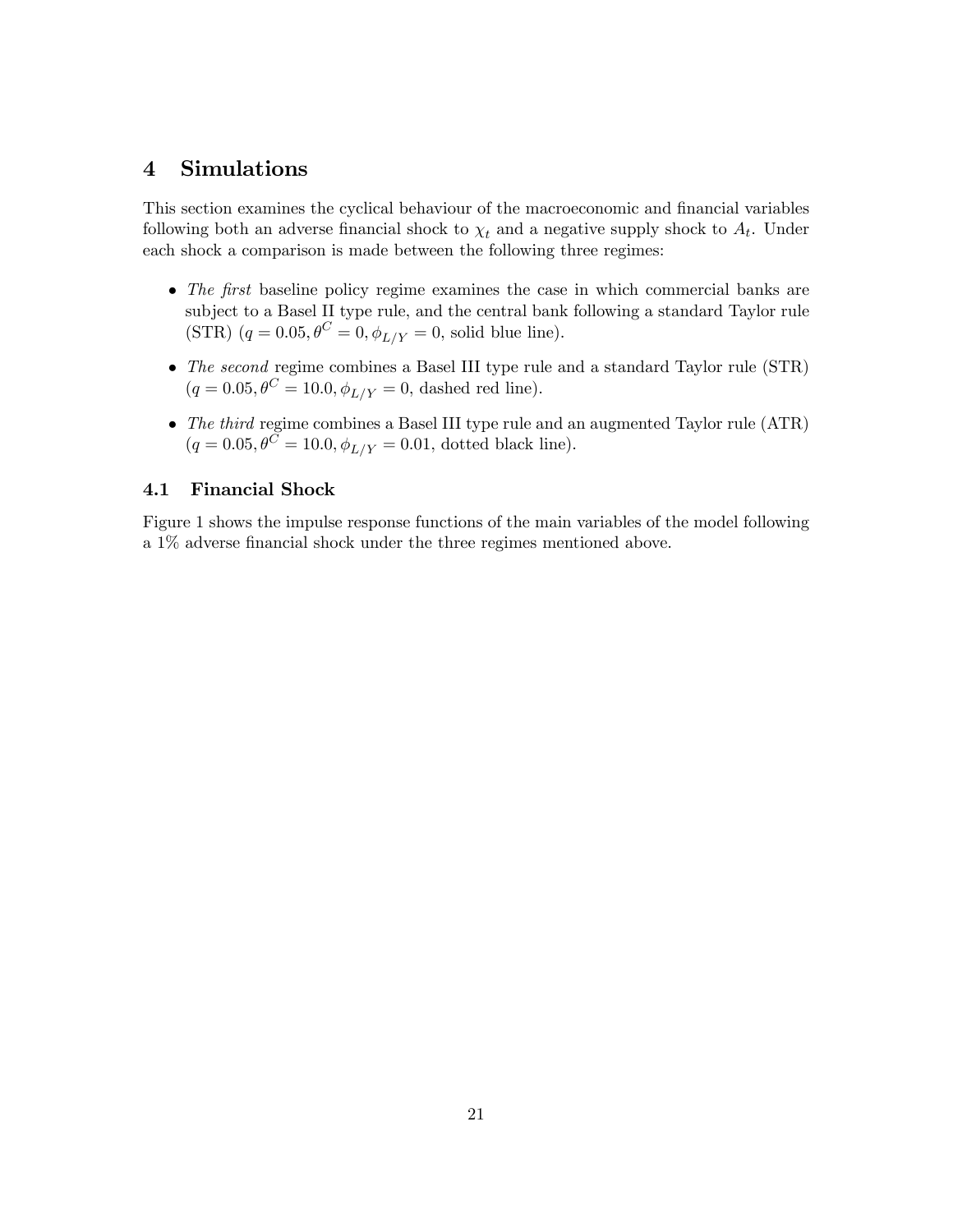# 4 Simulations

This section examines the cyclical behaviour of the macroeconomic and financial variables following both an adverse financial shock to $\chi_t$ and a negative supply shock to $A_t$. Under each shock a comparison is made between the following three regimes:

- *The first* baseline policy regime examines the case in which commercial banks are subject to a Basel II type rule, and the central bank following a standard Taylor rule (STR) ($q = 0.05, \theta^C = 0, \phi_{L/Y} = 0$, solid blue line).
- *The second* regime combines a Basel III type rule and a standard Taylor rule (STR) ($q = 0.05, \theta^C = 10.0, \phi_{L/Y} = 0$, dashed red line).
- *The third* regime combines a Basel III type rule and an augmented Taylor rule (ATR) ($q = 0.05, \theta^C = 10.0, \phi_{L/Y} = 0.01$, dotted black line).

## 4.1 Financial Shock

Figure 1 shows the impulse response functions of the main variables of the model following a 1% adverse financial shock under the three regimes mentioned above.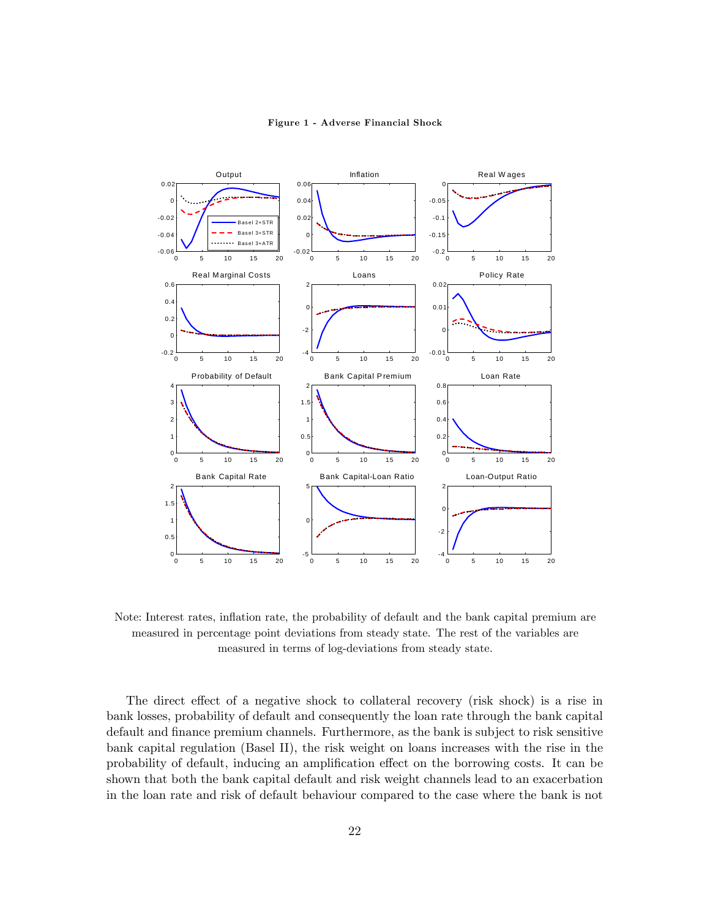**Figure 1 - Adverse Financial Shock**

Note: Interest rates, inflation rate, the probability of default and the bank capital premium are measured in percentage point deviations from steady state. The rest of the variables are measured in terms of log-deviations from steady state.

The direct effect of a negative shock to collateral recovery (risk shock) is a rise in bank losses, probability of default and consequently the loan rate through the bank capital default and finance premium channels. Furthermore, as the bank is subject to risk sensitive bank capital regulation (Basel II), the risk weight on loans increases with the rise in the probability of default, inducing an amplification effect on the borrowing costs. It can be shown that both the bank capital default and risk weight channels lead to an exacerbation in the loan rate and risk of default behaviour compared to the case where the bank is not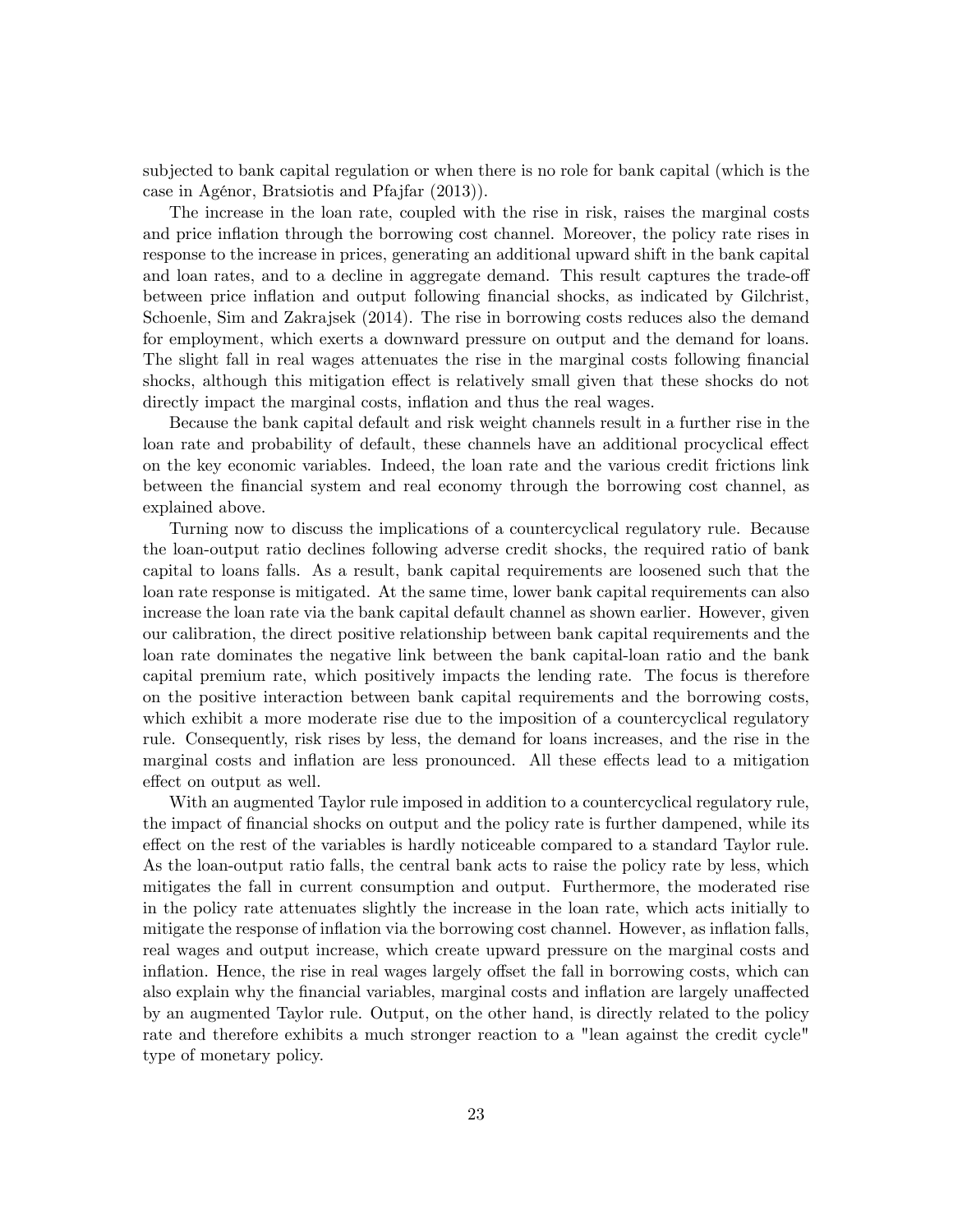subjected to bank capital regulation or when there is no role for bank capital (which is the case in Agénor, Bratsiotis and Pfajfar (2013)).

The increase in the loan rate, coupled with the rise in risk, raises the marginal costs and price inflation through the borrowing cost channel. Moreover, the policy rate rises in response to the increase in prices, generating an additional upward shift in the bank capital and loan rates, and to a decline in aggregate demand. This result captures the trade-off between price inflation and output following financial shocks, as indicated by Gilchrist, Schoenle, Sim and Zakrajsek (2014). The rise in borrowing costs reduces also the demand for employment, which exerts a downward pressure on output and the demand for loans. The slight fall in real wages attenuates the rise in the marginal costs following financial shocks, although this mitigation effect is relatively small given that these shocks do not directly impact the marginal costs, inflation and thus the real wages.

Because the bank capital default and risk weight channels result in a further rise in the loan rate and probability of default, these channels have an additional procyclical effect on the key economic variables. Indeed, the loan rate and the various credit frictions link between the financial system and real economy through the borrowing cost channel, as explained above.

Turning now to discuss the implications of a countercyclical regulatory rule. Because the loan-output ratio declines following adverse credit shocks, the required ratio of bank capital to loans falls. As a result, bank capital requirements are loosened such that the loan rate response is mitigated. At the same time, lower bank capital requirements can also increase the loan rate via the bank capital default channel as shown earlier. However, given our calibration, the direct positive relationship between bank capital requirements and the loan rate dominates the negative link between the bank capital-loan ratio and the bank capital premium rate, which positively impacts the lending rate. The focus is therefore on the positive interaction between bank capital requirements and the borrowing costs, which exhibit a more moderate rise due to the imposition of a countercyclical regulatory rule. Consequently, risk rises by less, the demand for loans increases, and the rise in the marginal costs and inflation are less pronounced. All these effects lead to a mitigation effect on output as well.

With an augmented Taylor rule imposed in addition to a countercyclical regulatory rule, the impact of financial shocks on output and the policy rate is further dampened, while its effect on the rest of the variables is hardly noticeable compared to a standard Taylor rule. As the loan-output ratio falls, the central bank acts to raise the policy rate by less, which mitigates the fall in current consumption and output. Furthermore, the moderated rise in the policy rate attenuates slightly the increase in the loan rate, which acts initially to mitigate the response of inflation via the borrowing cost channel. However, as inflation falls, real wages and output increase, which create upward pressure on the marginal costs and inflation. Hence, the rise in real wages largely offset the fall in borrowing costs, which can also explain why the financial variables, marginal costs and inflation are largely unaffected by an augmented Taylor rule. Output, on the other hand, is directly related to the policy rate and therefore exhibits a much stronger reaction to a "lean against the credit cycle" type of monetary policy.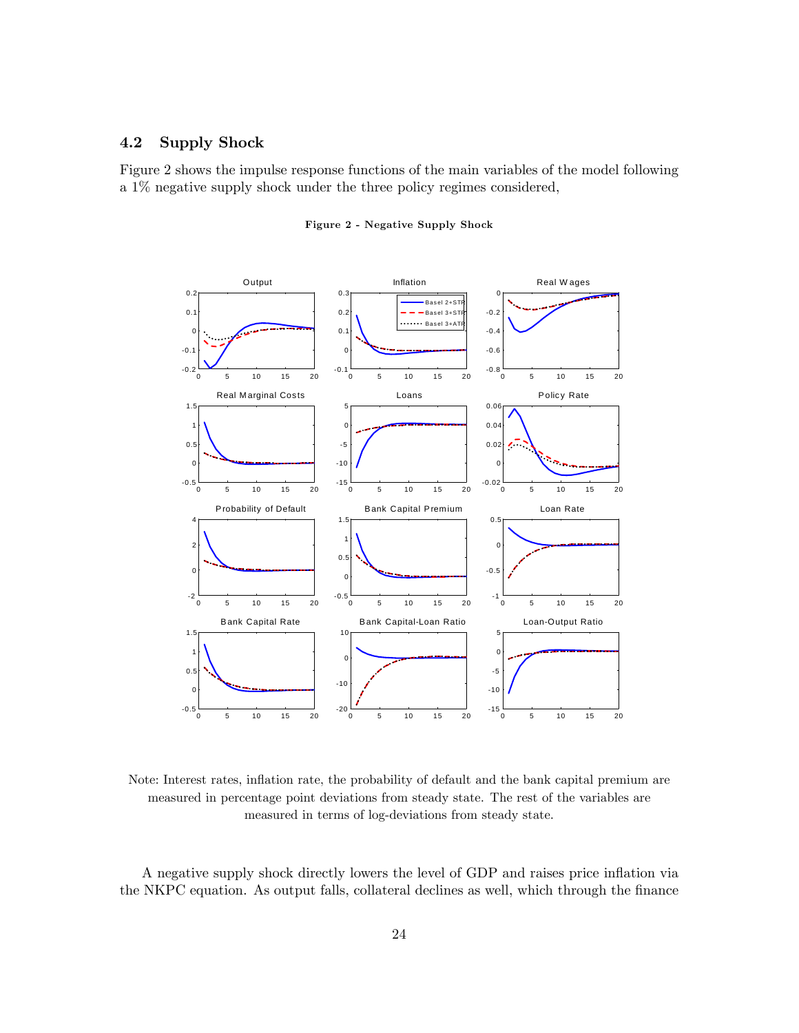### 4.2 Supply Shock

Figure 2 shows the impulse response functions of the main variables of the model following a 1% negative supply shock under the three policy regimes considered,

**Figure 2 - Negative Supply Shock**

Note: Interest rates, inflation rate, the probability of default and the bank capital premium are measured in percentage point deviations from steady state. The rest of the variables are measured in terms of log-deviations from steady state.

A negative supply shock directly lowers the level of GDP and raises price inflation via the NKPC equation. As output falls, collateral declines as well, which through the finance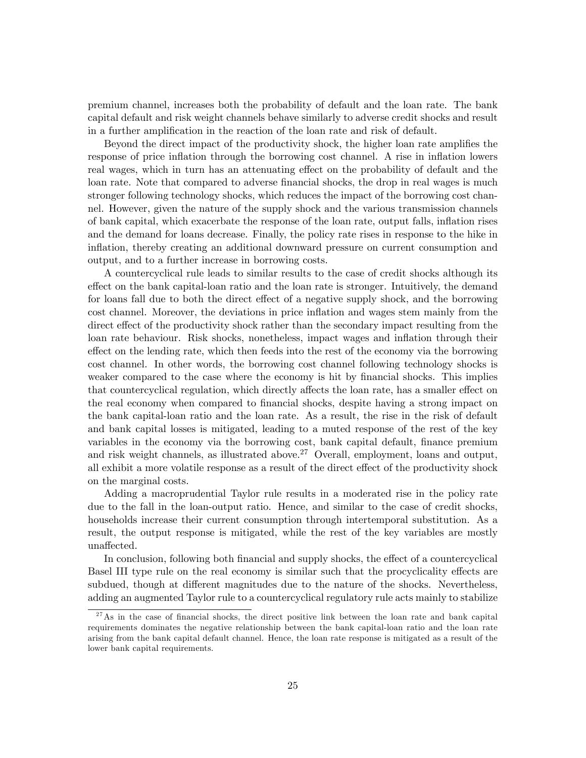premium channel, increases both the probability of default and the loan rate. The bank capital default and risk weight channels behave similarly to adverse credit shocks and result in a further amplification in the reaction of the loan rate and risk of default.

Beyond the direct impact of the productivity shock, the higher loan rate amplifies the response of price inflation through the borrowing cost channel. A rise in inflation lowers real wages, which in turn has an attenuating effect on the probability of default and the loan rate. Note that compared to adverse financial shocks, the drop in real wages is much stronger following technology shocks, which reduces the impact of the borrowing cost channel. However, given the nature of the supply shock and the various transmission channels of bank capital, which exacerbate the response of the loan rate, output falls, inflation rises and the demand for loans decrease. Finally, the policy rate rises in response to the hike in inflation, thereby creating an additional downward pressure on current consumption and output, and to a further increase in borrowing costs.

A countercyclical rule leads to similar results to the case of credit shocks although its effect on the bank capital-loan ratio and the loan rate is stronger. Intuitively, the demand for loans fall due to both the direct effect of a negative supply shock, and the borrowing cost channel. Moreover, the deviations in price inflation and wages stem mainly from the direct effect of the productivity shock rather than the secondary impact resulting from the loan rate behaviour. Risk shocks, nonetheless, impact wages and inflation through their effect on the lending rate, which then feeds into the rest of the economy via the borrowing cost channel. In other words, the borrowing cost channel following technology shocks is weaker compared to the case where the economy is hit by financial shocks. This implies that countercyclical regulation, which directly affects the loan rate, has a smaller effect on the real economy when compared to financial shocks, despite having a strong impact on the bank capital-loan ratio and the loan rate. As a result, the rise in the risk of default and bank capital losses is mitigated, leading to a muted response of the rest of the key variables in the economy via the borrowing cost, bank capital default, finance premium and risk weight channels, as illustrated above.[27] Overall, employment, loans and output, all exhibit a more volatile response as a result of the direct effect of the productivity shock on the marginal costs.

Adding a macroprudential Taylor rule results in a moderated rise in the policy rate due to the fall in the loan-output ratio. Hence, and similar to the case of credit shocks, households increase their current consumption through intertemporal substitution. As a result, the output response is mitigated, while the rest of the key variables are mostly unaffected.

In conclusion, following both financial and supply shocks, the effect of a countercyclical Basel III type rule on the real economy is similar such that the procyclicality effects are subdued, though at different magnitudes due to the nature of the shocks. Nevertheless, adding an augmented Taylor rule to a countercyclical regulatory rule acts mainly to stabilize

[27] As in the case of financial shocks, the direct positive link between the loan rate and bank capital requirements dominates the negative relationship between the bank capital-loan ratio and the loan rate arising from the bank capital default channel. Hence, the loan rate response is mitigated as a result of the lower bank capital requirements.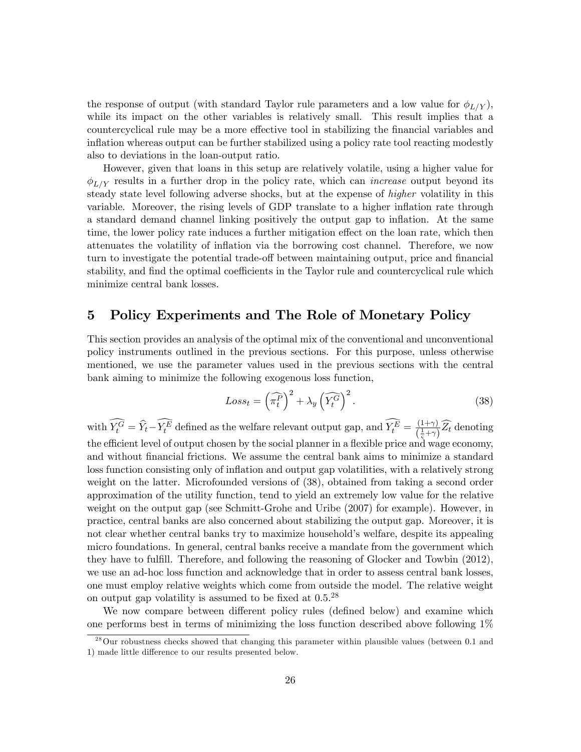the response of output (with standard Taylor rule parameters and a low value for $\phi_{L/Y}$), while its impact on the other variables is relatively small. This result implies that a countercyclical rule may be a more effective tool in stabilizing the financial variables and inflation whereas output can be further stabilized using a policy rate tool reacting modestly also to deviations in the loan-output ratio.

However, given that loans in this setup are relatively volatile, using a higher value for $\phi_{L/Y}$ results in a further drop in the policy rate, which can *increase* output beyond its steady state level following adverse shocks, but at the expense of *higher* volatility in this variable. Moreover, the rising levels of GDP translate to a higher inflation rate through a standard demand channel linking positively the output gap to inflation. At the same time, the lower policy rate induces a further mitigation effect on the loan rate, which then attenuates the volatility of inflation via the borrowing cost channel. Therefore, we now turn to investigate the potential trade-off between maintaining output, price and financial stability, and find the optimal coefficients in the Taylor rule and countercyclical rule which minimize central bank losses.

# 5 Policy Experiments and The Role of Monetary Policy

This section provides an analysis of the optimal mix of the conventional and unconventional policy instruments outlined in the previous sections. For this purpose, unless otherwise mentioned, we use the parameter values used in the previous sections with the central bank aiming to minimize the following exogenous loss function,

$$Loss_t = \left(\widehat{\pi_t^P}\right)^2 + \lambda_y \left(\widehat{Y_t^G}\right)^2 . \tag{38}$$

with $\widehat{Y_t^G} = \widehat{Y}_t - \widehat{Y_t^E}$ defined as the welfare relevant output gap, and $\widehat{Y_t^E} = \frac{(1+\gamma)}{\left(\frac{1}{\varsigma}+\gamma\right)}\widehat{Z}_t$ denoting the efficient level of output chosen by the social planner in a flexible price and wage economy, and without financial frictions. We assume the central bank aims to minimize a standard loss function consisting only of inflation and output gap volatilities, with a relatively strong weight on the latter. Microfounded versions of (38), obtained from taking a second order approximation of the utility function, tend to yield an extremely low value for the relative weight on the output gap (see Schmitt-Grohe and Uribe (2007) for example). However, in practice, central banks are also concerned about stabilizing the output gap. Moreover, it is not clear whether central banks try to maximize household's welfare, despite its appealing micro foundations. In general, central banks receive a mandate from the government which they have to fulfill. Therefore, and following the reasoning of Glocker and Towbin (2012), we use an ad-hoc loss function and acknowledge that in order to assess central bank losses, one must employ relative weights which come from outside the model. The relative weight on output gap volatility is assumed to be fixed at 0.5.[28]

We now compare between different policy rules (defined below) and examine which one performs best in terms of minimizing the loss function described above following 1%

[28] Our robustness checks showed that changing this parameter within plausible values (between 0.1 and 1) made little difference to our results presented below.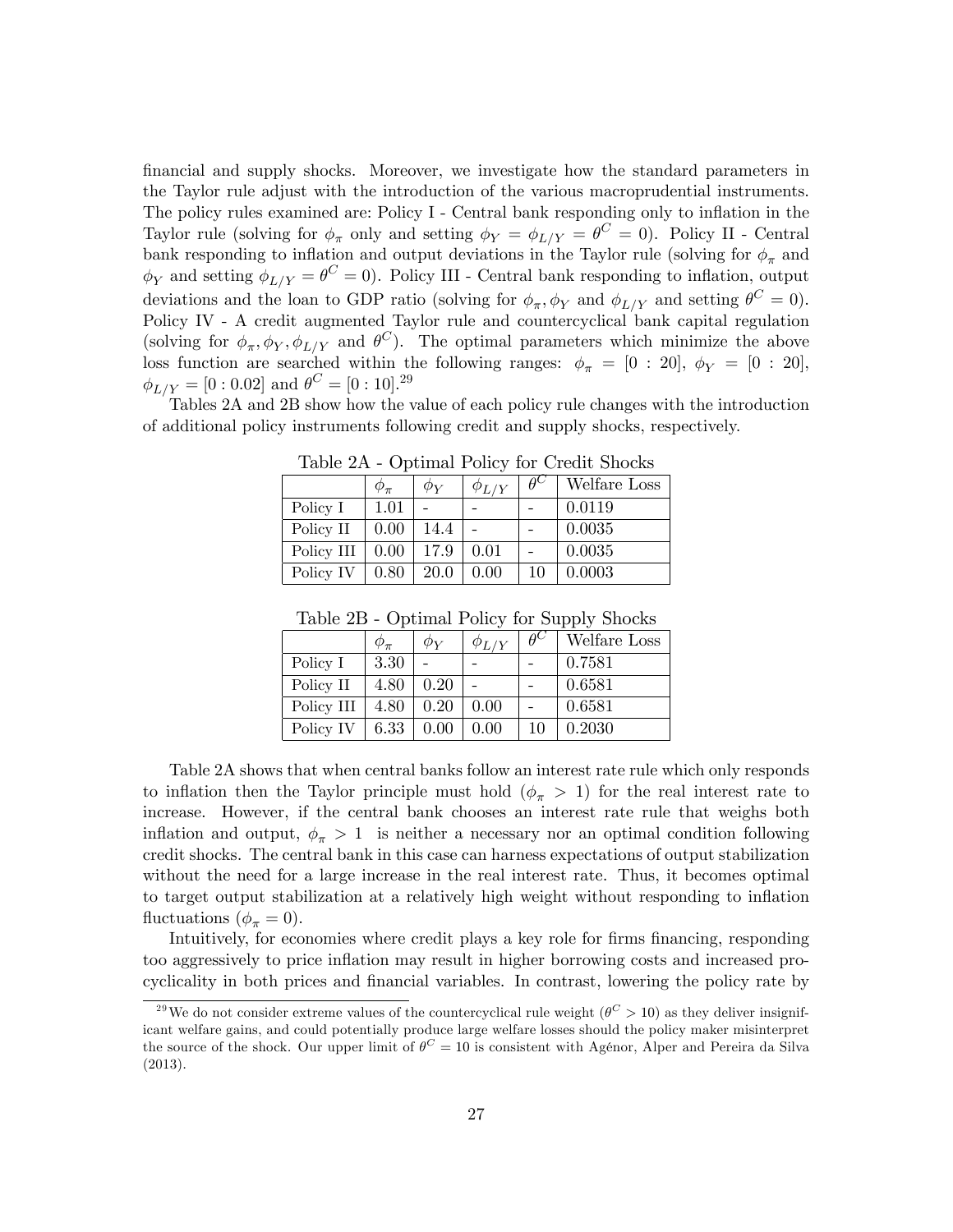financial and supply shocks. Moreover, we investigate how the standard parameters in the Taylor rule adjust with the introduction of the various macroprudential instruments. The policy rules examined are: Policy I - Central bank responding only to inflation in the Taylor rule (solving for $\phi_\pi$ only and setting $\phi_Y = \phi_{L/Y} = \theta^C = 0$). Policy II - Central bank responding to inflation and output deviations in the Taylor rule (solving for $\phi_\pi$ and $\phi_Y$ and setting $\phi_{L/Y} = \theta^C = 0$). Policy III - Central bank responding to inflation, output deviations and the loan to GDP ratio (solving for $\phi_\pi, \phi_Y$ and $\phi_{L/Y}$ and setting $\theta^C = 0$). Policy IV - A credit augmented Taylor rule and countercyclical bank capital regulation (solving for $\phi_\pi, \phi_Y, \phi_{L/Y}$ and $\theta^C$). The optimal parameters which minimize the above loss function are searched within the following ranges: $\phi_\pi = [0 : 20]$, $\phi_Y = [0 : 20]$, $\phi_{L/Y} = [0 : 0.02]$ and $\theta^C = [0 : 10]$.[29]

Tables 2A and 2B show how the value of each policy rule changes with the introduction of additional policy instruments following credit and supply shocks, respectively.

Table 2A - Optimal Policy for Credit Shocks

| | $\phi_\pi$ | $\phi_Y$ | $\phi_{L/Y}$ | $\theta^C$ | Welfare Loss |
|---|---|---|---|---|---|
| Policy I | 1.01 | - | - | - | 0.0119 |
| Policy II | 0.00 | 14.4 | - | - | 0.0035 |
| Policy III | 0.00 | 17.9 | 0.01 | - | 0.0035 |
| Policy IV | 0.80 | 20.0 | 0.00 | 10 | 0.0003 |

Table 2B - Optimal Policy for Supply Shocks

| | $\phi_\pi$ | $\phi_Y$ | $\phi_{L/Y}$ | $\theta^C$ | Welfare Loss |
|---|---|---|---|---|---|
| Policy I | 3.30 | - | - | - | 0.7581 |
| Policy II | 4.80 | 0.20 | - | - | 0.6581 |
| Policy III | 4.80 | 0.20 | 0.00 | - | 0.6581 |
| Policy IV | 6.33 | 0.00 | 0.00 | 10 | 0.2030 |

Table 2A shows that when central banks follow an interest rate rule which only responds to inflation then the Taylor principle must hold ($\phi_\pi > 1$) for the real interest rate to increase. However, if the central bank chooses an interest rate rule that weighs both inflation and output, $\phi_\pi > 1$ is neither a necessary nor an optimal condition following credit shocks. The central bank in this case can harness expectations of output stabilization without the need for a large increase in the real interest rate. Thus, it becomes optimal to target output stabilization at a relatively high weight without responding to inflation fluctuations ($\phi_\pi = 0$).

Intuitively, for economies where credit plays a key role for firms financing, responding too aggressively to price inflation may result in higher borrowing costs and increased procyclicality in both prices and financial variables. In contrast, lowering the policy rate by

[29] We do not consider extreme values of the countercyclical rule weight ($\theta^C > 10$) as they deliver insignificant welfare gains, and could potentially produce large welfare losses should the policy maker misinterpret the source of the shock. Our upper limit of $\theta^C = 10$ is consistent with Agénor, Alper and Pereira da Silva (2013).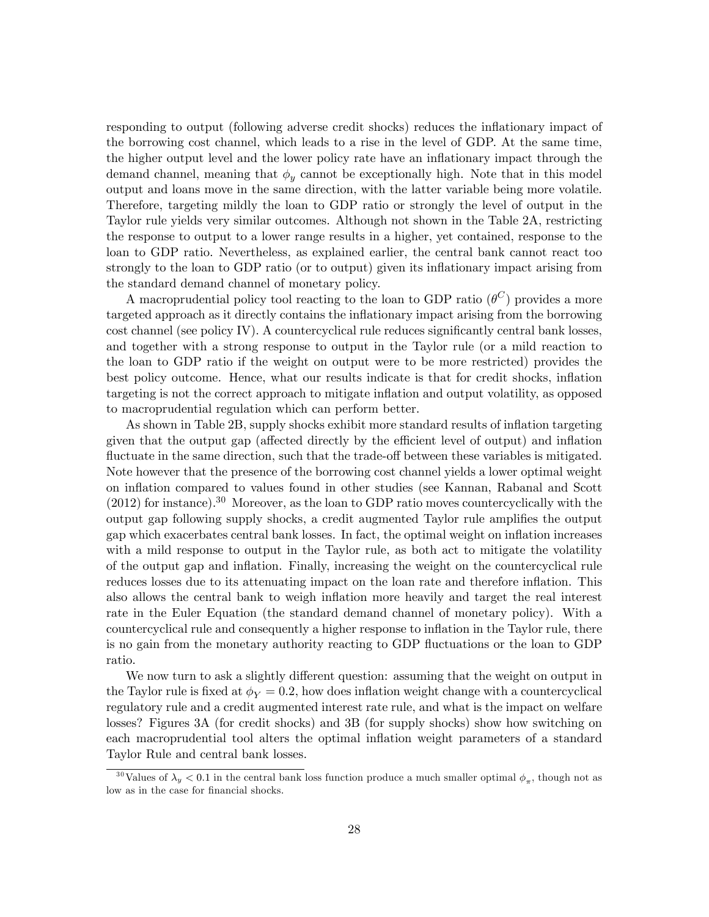responding to output (following adverse credit shocks) reduces the inflationary impact of the borrowing cost channel, which leads to a rise in the level of GDP. At the same time, the higher output level and the lower policy rate have an inflationary impact through the demand channel, meaning that $\phi_y$ cannot be exceptionally high. Note that in this model output and loans move in the same direction, with the latter variable being more volatile. Therefore, targeting mildly the loan to GDP ratio or strongly the level of output in the Taylor rule yields very similar outcomes. Although not shown in the Table 2A, restricting the response to output to a lower range results in a higher, yet contained, response to the loan to GDP ratio. Nevertheless, as explained earlier, the central bank cannot react too strongly to the loan to GDP ratio (or to output) given its inflationary impact arising from the standard demand channel of monetary policy.

A macroprudential policy tool reacting to the loan to GDP ratio ($\theta^C$) provides a more targeted approach as it directly contains the inflationary impact arising from the borrowing cost channel (see policy IV). A countercyclical rule reduces significantly central bank losses, and together with a strong response to output in the Taylor rule (or a mild reaction to the loan to GDP ratio if the weight on output were to be more restricted) provides the best policy outcome. Hence, what our results indicate is that for credit shocks, inflation targeting is not the correct approach to mitigate inflation and output volatility, as opposed to macroprudential regulation which can perform better.

As shown in Table 2B, supply shocks exhibit more standard results of inflation targeting given that the output gap (affected directly by the efficient level of output) and inflation fluctuate in the same direction, such that the trade-off between these variables is mitigated. Note however that the presence of the borrowing cost channel yields a lower optimal weight on inflation compared to values found in other studies (see Kannan, Rabanal and Scott (2012) for instance).[30] Moreover, as the loan to GDP ratio moves countercyclically with the output gap following supply shocks, a credit augmented Taylor rule amplifies the output gap which exacerbates central bank losses. In fact, the optimal weight on inflation increases with a mild response to output in the Taylor rule, as both act to mitigate the volatility of the output gap and inflation. Finally, increasing the weight on the countercyclical rule reduces losses due to its attenuating impact on the loan rate and therefore inflation. This also allows the central bank to weigh inflation more heavily and target the real interest rate in the Euler Equation (the standard demand channel of monetary policy). With a countercyclical rule and consequently a higher response to inflation in the Taylor rule, there is no gain from the monetary authority reacting to GDP fluctuations or the loan to GDP ratio.

We now turn to ask a slightly different question: assuming that the weight on output in the Taylor rule is fixed at $\phi_Y = 0.2$, how does inflation weight change with a countercyclical regulatory rule and a credit augmented interest rate rule, and what is the impact on welfare losses? Figures 3A (for credit shocks) and 3B (for supply shocks) show how switching on each macroprudential tool alters the optimal inflation weight parameters of a standard Taylor Rule and central bank losses.

[30] Values of $\lambda_y < 0.1$ in the central bank loss function produce a much smaller optimal $\phi_\pi$, though not as low as in the case for financial shocks.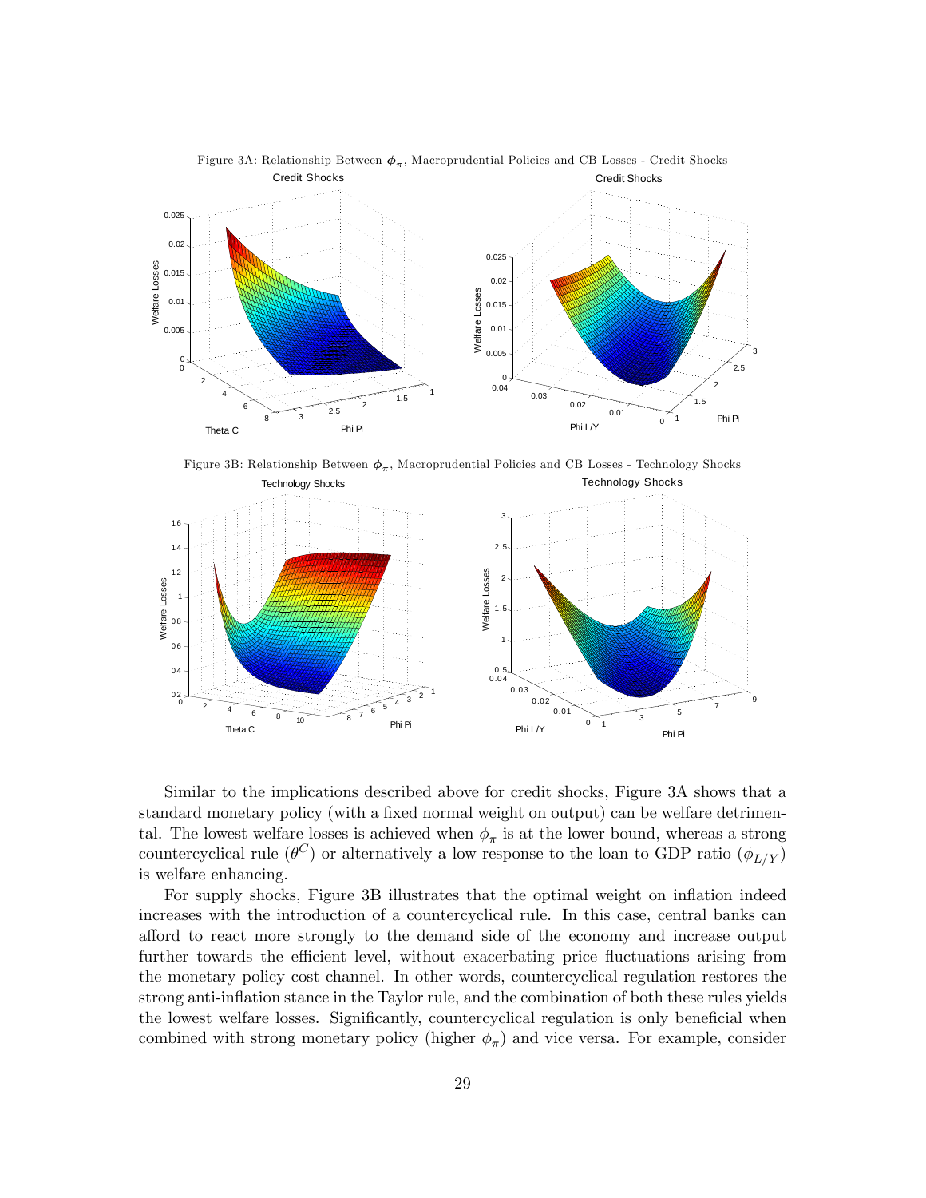Figure 3A: Relationship Between $\phi_{\pi}$, Macroprudential Policies and CB Losses - Credit Shocks

Figure 3B: Relationship Between $\phi_{\pi}$, Macroprudential Policies and CB Losses - Technology Shocks

Similar to the implications described above for credit shocks, Figure 3A shows that a standard monetary policy (with a fixed normal weight on output) can be welfare detrimental. The lowest welfare losses is achieved when $\phi_{\pi}$ is at the lower bound, whereas a strong countercyclical rule ($\theta^{C}$) or alternatively a low response to the loan to GDP ratio ($\phi_{L/Y}$) is welfare enhancing.

For supply shocks, Figure 3B illustrates that the optimal weight on inflation indeed increases with the introduction of a countercyclical rule. In this case, central banks can afford to react more strongly to the demand side of the economy and increase output further towards the efficient level, without exacerbating price fluctuations arising from the monetary policy cost channel. In other words, countercyclical regulation restores the strong anti-inflation stance in the Taylor rule, and the combination of both these rules yields the lowest welfare losses. Significantly, countercyclical regulation is only beneficial when combined with strong monetary policy (higher $\phi_{\pi}$) and vice versa. For example, consider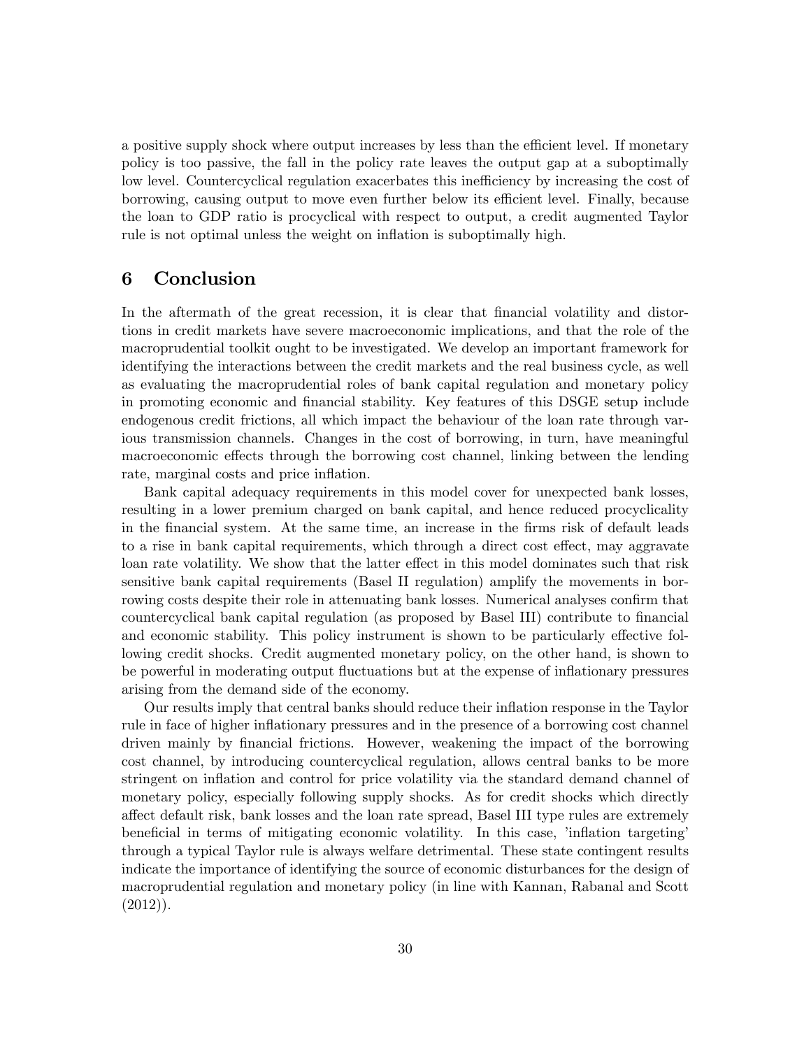a positive supply shock where output increases by less than the efficient level. If monetary policy is too passive, the fall in the policy rate leaves the output gap at a suboptimally low level. Countercyclical regulation exacerbates this inefficiency by increasing the cost of borrowing, causing output to move even further below its efficient level. Finally, because the loan to GDP ratio is procyclical with respect to output, a credit augmented Taylor rule is not optimal unless the weight on inflation is suboptimally high.

## 6 Conclusion

In the aftermath of the great recession, it is clear that financial volatility and distortions in credit markets have severe macroeconomic implications, and that the role of the macroprudential toolkit ought to be investigated. We develop an important framework for identifying the interactions between the credit markets and the real business cycle, as well as evaluating the macroprudential roles of bank capital regulation and monetary policy in promoting economic and financial stability. Key features of this DSGE setup include endogenous credit frictions, all which impact the behaviour of the loan rate through various transmission channels. Changes in the cost of borrowing, in turn, have meaningful macroeconomic effects through the borrowing cost channel, linking between the lending rate, marginal costs and price inflation.

Bank capital adequacy requirements in this model cover for unexpected bank losses, resulting in a lower premium charged on bank capital, and hence reduced procyclicality in the financial system. At the same time, an increase in the firms risk of default leads to a rise in bank capital requirements, which through a direct cost effect, may aggravate loan rate volatility. We show that the latter effect in this model dominates such that risk sensitive bank capital requirements (Basel II regulation) amplify the movements in borrowing costs despite their role in attenuating bank losses. Numerical analyses confirm that countercyclical bank capital regulation (as proposed by Basel III) contribute to financial and economic stability. This policy instrument is shown to be particularly effective following credit shocks. Credit augmented monetary policy, on the other hand, is shown to be powerful in moderating output fluctuations but at the expense of inflationary pressures arising from the demand side of the economy.

Our results imply that central banks should reduce their inflation response in the Taylor rule in face of higher inflationary pressures and in the presence of a borrowing cost channel driven mainly by financial frictions. However, weakening the impact of the borrowing cost channel, by introducing countercyclical regulation, allows central banks to be more stringent on inflation and control for price volatility via the standard demand channel of monetary policy, especially following supply shocks. As for credit shocks which directly affect default risk, bank losses and the loan rate spread, Basel III type rules are extremely beneficial in terms of mitigating economic volatility. In this case, 'inflation targeting' through a typical Taylor rule is always welfare detrimental. These state contingent results indicate the importance of identifying the source of economic disturbances for the design of macroprudential regulation and monetary policy (in line with Kannan, Rabanal and Scott (2012)).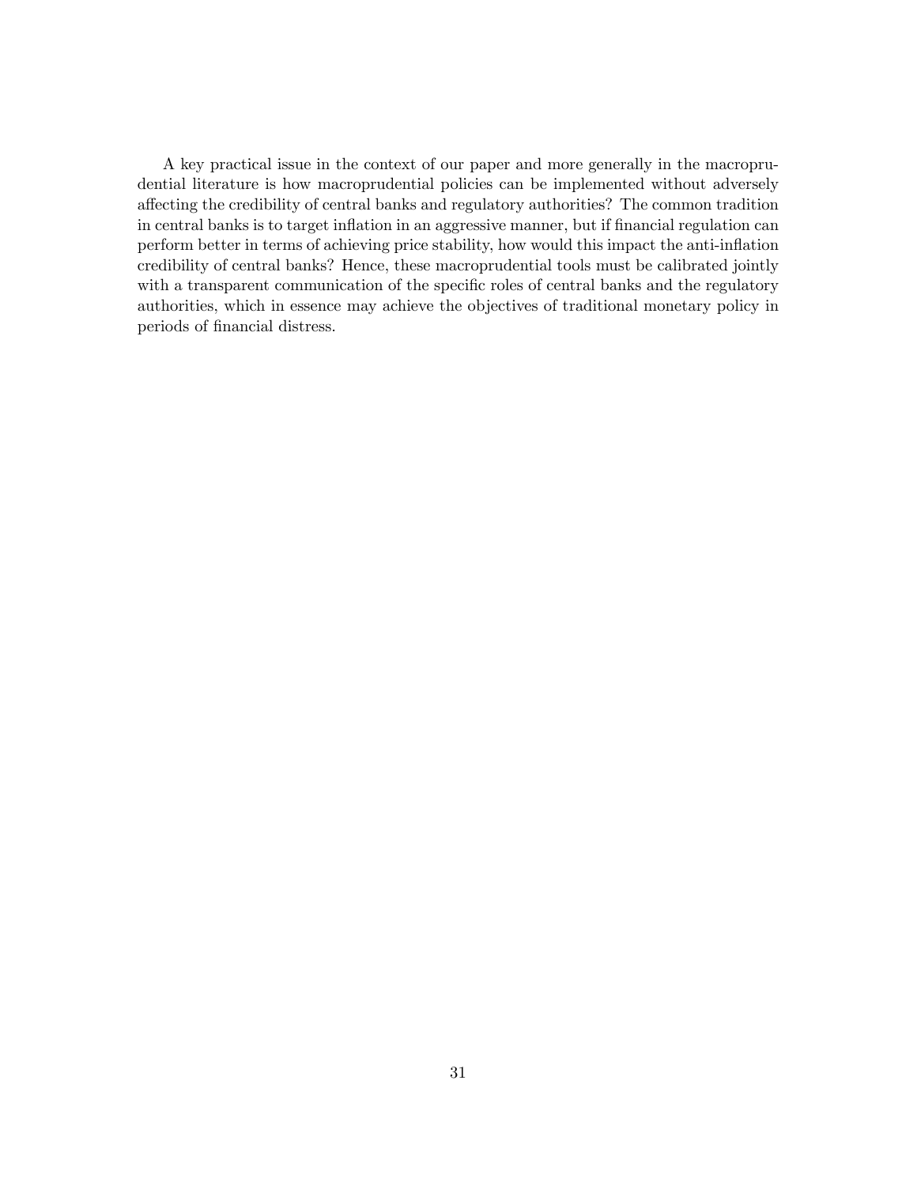A key practical issue in the context of our paper and more generally in the macroprudential literature is how macroprudential policies can be implemented without adversely affecting the credibility of central banks and regulatory authorities? The common tradition in central banks is to target inflation in an aggressive manner, but if financial regulation can perform better in terms of achieving price stability, how would this impact the anti-inflation credibility of central banks? Hence, these macroprudential tools must be calibrated jointly with a transparent communication of the specific roles of central banks and the regulatory authorities, which in essence may achieve the objectives of traditional monetary policy in periods of financial distress.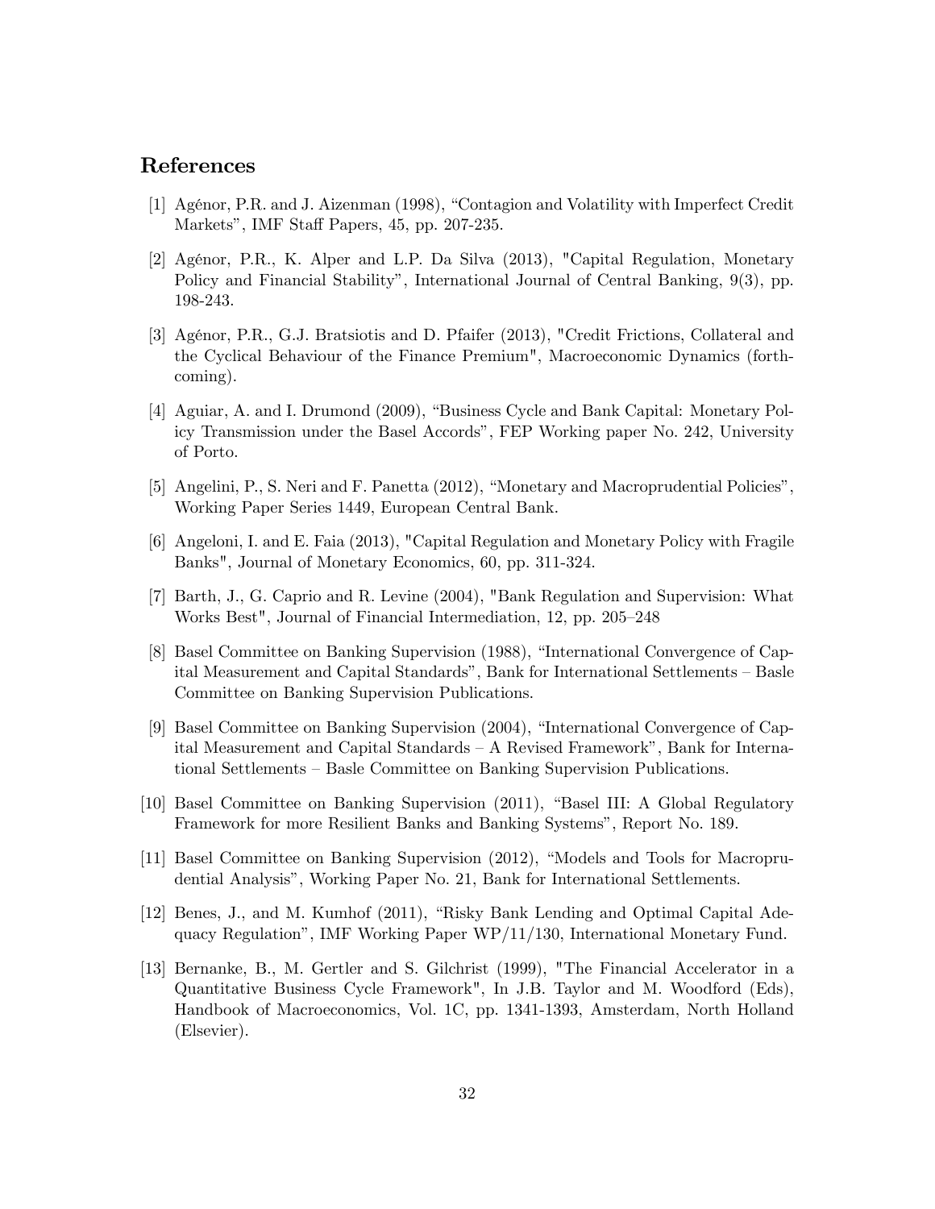## References

[1] Agénor, P.R. and J. Aizenman (1998), "Contagion and Volatility with Imperfect Credit Markets", IMF Staff Papers, 45, pp. 207-235.

[2] Agénor, P.R., K. Alper and L.P. Da Silva (2013), "Capital Regulation, Monetary Policy and Financial Stability", International Journal of Central Banking, 9(3), pp. 198-243.

[3] Agénor, P.R., G.J. Bratsiotis and D. Pfaifer (2013), "Credit Frictions, Collateral and the Cyclical Behaviour of the Finance Premium", Macroeconomic Dynamics (forthcoming).

[4] Aguiar, A. and I. Drumond (2009), "Business Cycle and Bank Capital: Monetary Policy Transmission under the Basel Accords", FEP Working paper No. 242, University of Porto.

[5] Angelini, P., S. Neri and F. Panetta (2012), "Monetary and Macroprudential Policies", Working Paper Series 1449, European Central Bank.

[6] Angeloni, I. and E. Faia (2013), "Capital Regulation and Monetary Policy with Fragile Banks", Journal of Monetary Economics, 60, pp. 311-324.

[7] Barth, J., G. Caprio and R. Levine (2004), "Bank Regulation and Supervision: What Works Best", Journal of Financial Intermediation, 12, pp. 205–248

[8] Basel Committee on Banking Supervision (1988), "International Convergence of Capital Measurement and Capital Standards", Bank for International Settlements – Basle Committee on Banking Supervision Publications.

[9] Basel Committee on Banking Supervision (2004), "International Convergence of Capital Measurement and Capital Standards – A Revised Framework", Bank for International Settlements – Basle Committee on Banking Supervision Publications.

[10] Basel Committee on Banking Supervision (2011), "Basel III: A Global Regulatory Framework for more Resilient Banks and Banking Systems", Report No. 189.

[11] Basel Committee on Banking Supervision (2012), "Models and Tools for Macroprudential Analysis", Working Paper No. 21, Bank for International Settlements.

[12] Benes, J., and M. Kumhof (2011), "Risky Bank Lending and Optimal Capital Adequacy Regulation", IMF Working Paper WP/11/130, International Monetary Fund.

[13] Bernanke, B., M. Gertler and S. Gilchrist (1999), "The Financial Accelerator in a Quantitative Business Cycle Framework", In J.B. Taylor and M. Woodford (Eds), Handbook of Macroeconomics, Vol. 1C, pp. 1341-1393, Amsterdam, North Holland (Elsevier).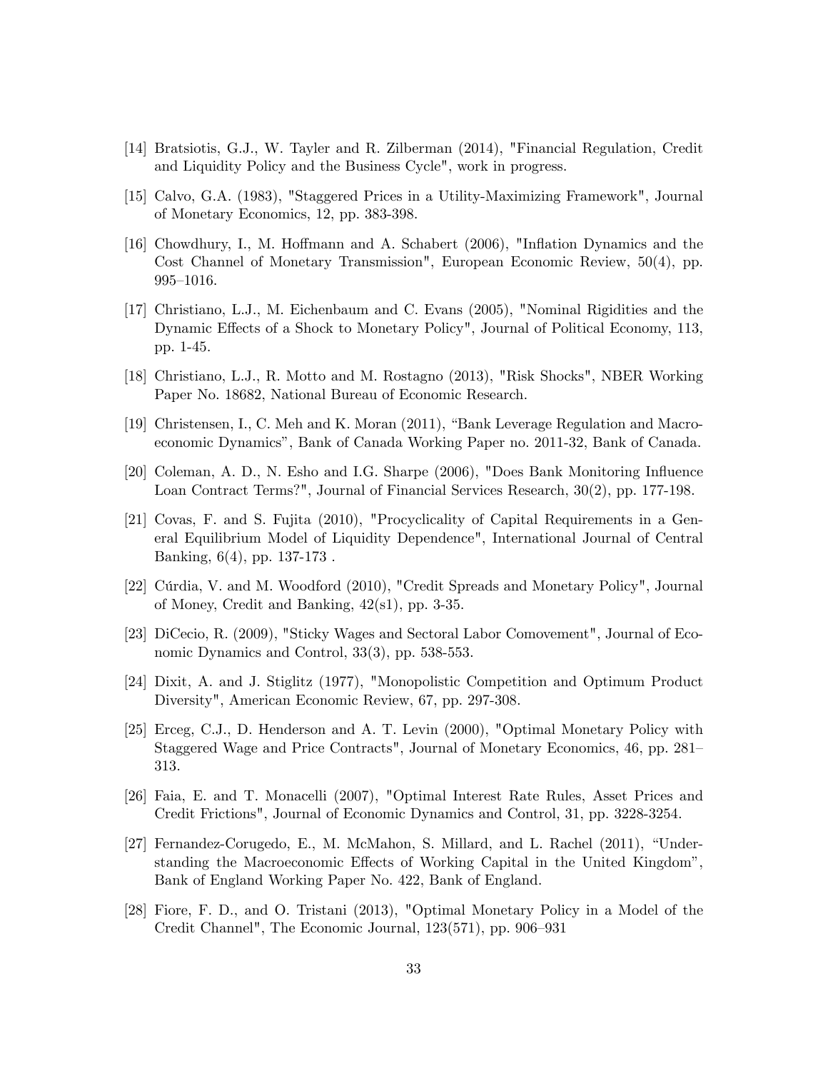[14] Bratsiotis, G.J., W. Tayler and R. Zilberman (2014), "Financial Regulation, Credit and Liquidity Policy and the Business Cycle", work in progress.

[15] Calvo, G.A. (1983), "Staggered Prices in a Utility-Maximizing Framework", Journal of Monetary Economics, 12, pp. 383-398.

[16] Chowdhury, I., M. Hoffmann and A. Schabert (2006), "Inflation Dynamics and the Cost Channel of Monetary Transmission", European Economic Review, 50(4), pp. 995–1016.

[17] Christiano, L.J., M. Eichenbaum and C. Evans (2005), "Nominal Rigidities and the Dynamic Effects of a Shock to Monetary Policy", Journal of Political Economy, 113, pp. 1-45.

[18] Christiano, L.J., R. Motto and M. Rostagno (2013), "Risk Shocks", NBER Working Paper No. 18682, National Bureau of Economic Research.

[19] Christensen, I., C. Meh and K. Moran (2011), "Bank Leverage Regulation and Macroeconomic Dynamics", Bank of Canada Working Paper no. 2011-32, Bank of Canada.

[20] Coleman, A. D., N. Esho and I.G. Sharpe (2006), "Does Bank Monitoring Influence Loan Contract Terms?", Journal of Financial Services Research, 30(2), pp. 177-198.

[21] Covas, F. and S. Fujita (2010), "Procyclicality of Capital Requirements in a General Equilibrium Model of Liquidity Dependence", International Journal of Central Banking, 6(4), pp. 137-173 .

[22] Cúrdia, V. and M. Woodford (2010), "Credit Spreads and Monetary Policy", Journal of Money, Credit and Banking, 42(s1), pp. 3-35.

[23] DiCecio, R. (2009), "Sticky Wages and Sectoral Labor Comovement", Journal of Economic Dynamics and Control, 33(3), pp. 538-553.

[24] Dixit, A. and J. Stiglitz (1977), "Monopolistic Competition and Optimum Product Diversity", American Economic Review, 67, pp. 297-308.

[25] Erceg, C.J., D. Henderson and A. T. Levin (2000), "Optimal Monetary Policy with Staggered Wage and Price Contracts", Journal of Monetary Economics, 46, pp. 281–313.

[26] Faia, E. and T. Monacelli (2007), "Optimal Interest Rate Rules, Asset Prices and Credit Frictions", Journal of Economic Dynamics and Control, 31, pp. 3228-3254.

[27] Fernandez-Corugedo, E., M. McMahon, S. Millard, and L. Rachel (2011), "Understanding the Macroeconomic Effects of Working Capital in the United Kingdom", Bank of England Working Paper No. 422, Bank of England.

[28] Fiore, F. D., and O. Tristani (2013), "Optimal Monetary Policy in a Model of the Credit Channel", The Economic Journal, 123(571), pp. 906–931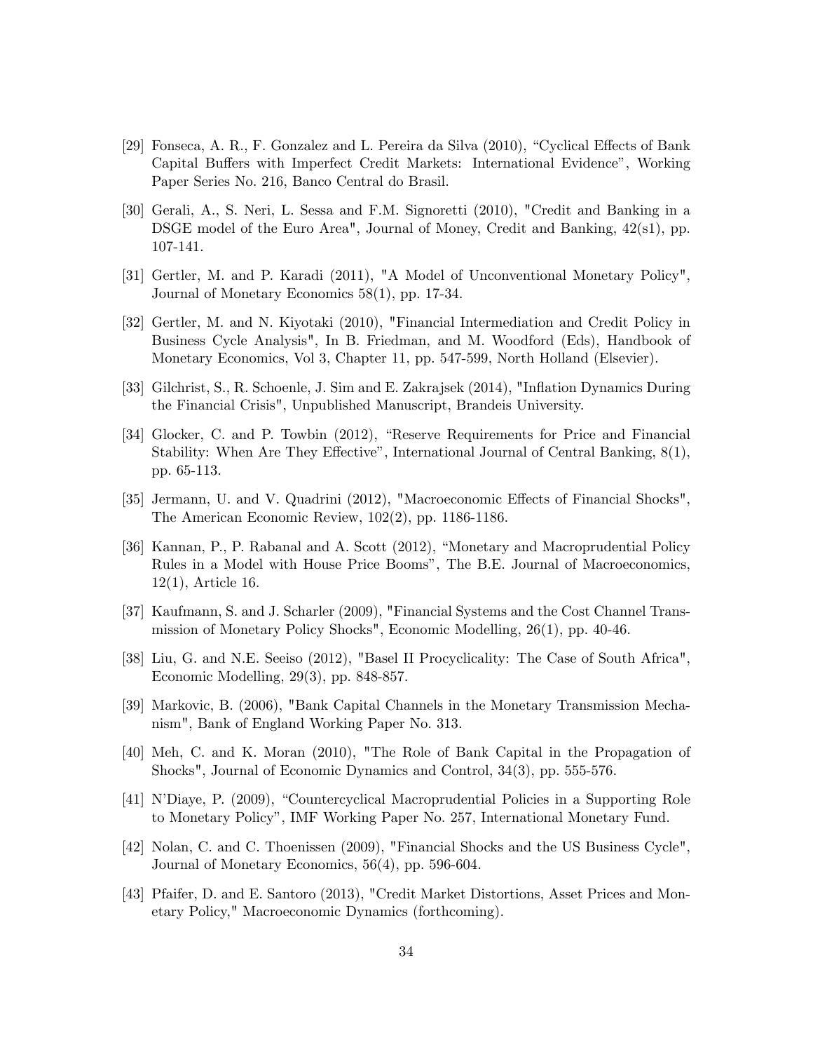[29] Fonseca, A. R., F. Gonzalez and L. Pereira da Silva (2010), "Cyclical Effects of Bank Capital Buffers with Imperfect Credit Markets: International Evidence", Working Paper Series No. 216, Banco Central do Brasil.

[30] Gerali, A., S. Neri, L. Sessa and F.M. Signoretti (2010), "Credit and Banking in a DSGE model of the Euro Area", Journal of Money, Credit and Banking, 42(s1), pp. 107-141.

[31] Gertler, M. and P. Karadi (2011), "A Model of Unconventional Monetary Policy", Journal of Monetary Economics 58(1), pp. 17-34.

[32] Gertler, M. and N. Kiyotaki (2010), "Financial Intermediation and Credit Policy in Business Cycle Analysis", In B. Friedman, and M. Woodford (Eds), Handbook of Monetary Economics, Vol 3, Chapter 11, pp. 547-599, North Holland (Elsevier).

[33] Gilchrist, S., R. Schoenle, J. Sim and E. Zakrajsek (2014), "Inflation Dynamics During the Financial Crisis", Unpublished Manuscript, Brandeis University.

[34] Glocker, C. and P. Towbin (2012), "Reserve Requirements for Price and Financial Stability: When Are They Effective", International Journal of Central Banking, 8(1), pp. 65-113.

[35] Jermann, U. and V. Quadrini (2012), "Macroeconomic Effects of Financial Shocks", The American Economic Review, 102(2), pp. 1186-1186.

[36] Kannan, P., P. Rabanal and A. Scott (2012), "Monetary and Macroprudential Policy Rules in a Model with House Price Booms", The B.E. Journal of Macroeconomics, 12(1), Article 16.

[37] Kaufmann, S. and J. Scharler (2009), "Financial Systems and the Cost Channel Transmission of Monetary Policy Shocks", Economic Modelling, 26(1), pp. 40-46.

[38] Liu, G. and N.E. Seeiso (2012), "Basel II Procyclicality: The Case of South Africa", Economic Modelling, 29(3), pp. 848-857.

[39] Markovic, B. (2006), "Bank Capital Channels in the Monetary Transmission Mechanism", Bank of England Working Paper No. 313.

[40] Meh, C. and K. Moran (2010), "The Role of Bank Capital in the Propagation of Shocks", Journal of Economic Dynamics and Control, 34(3), pp. 555-576.

[41] N'Diaye, P. (2009), "Countercyclical Macroprudential Policies in a Supporting Role to Monetary Policy", IMF Working Paper No. 257, International Monetary Fund.

[42] Nolan, C. and C. Thoenissen (2009), "Financial Shocks and the US Business Cycle", Journal of Monetary Economics, 56(4), pp. 596-604.

[43] Pfaifer, D. and E. Santoro (2013), "Credit Market Distortions, Asset Prices and Monetary Policy," Macroeconomic Dynamics (forthcoming).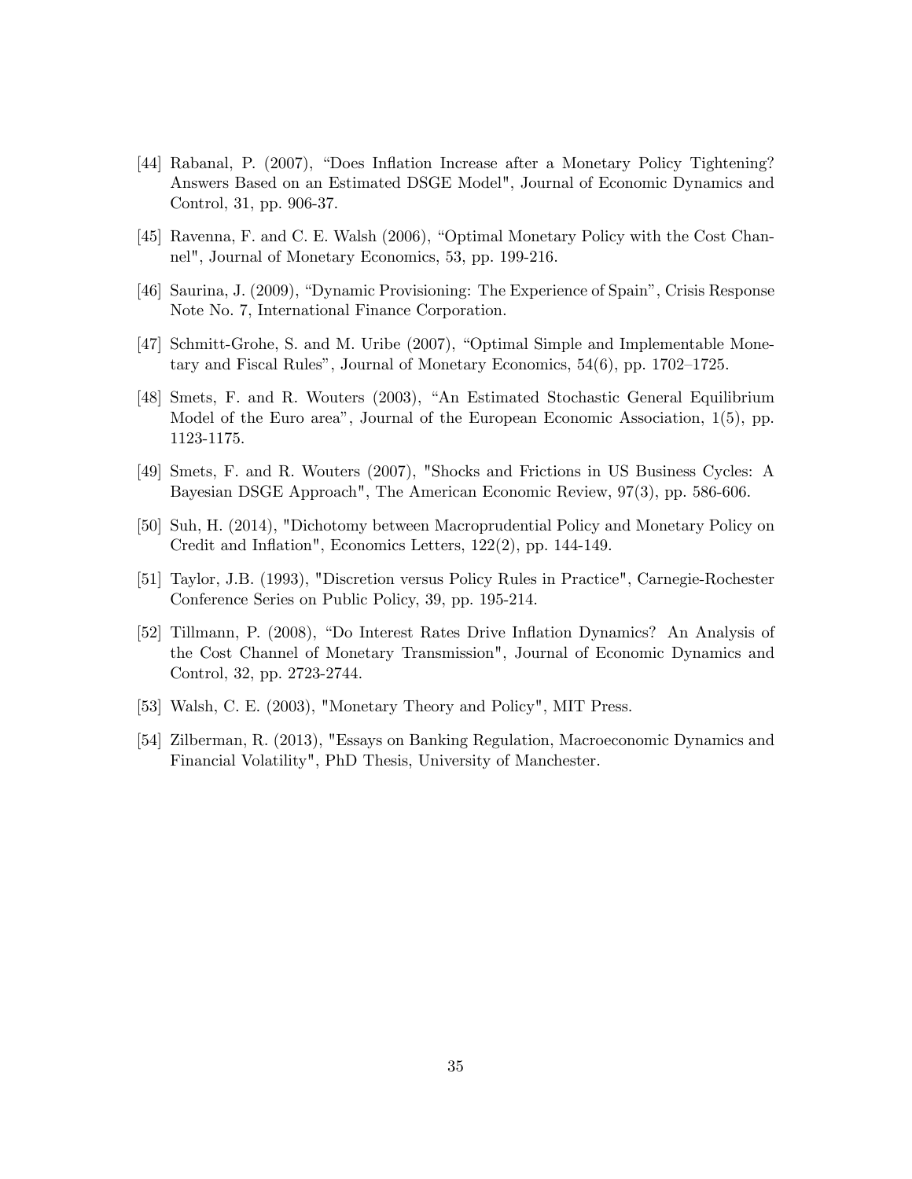[44] Rabanal, P. (2007), "Does Inflation Increase after a Monetary Policy Tightening? Answers Based on an Estimated DSGE Model", Journal of Economic Dynamics and Control, 31, pp. 906-37.

[45] Ravenna, F. and C. E. Walsh (2006), "Optimal Monetary Policy with the Cost Channel", Journal of Monetary Economics, 53, pp. 199-216.

[46] Saurina, J. (2009), "Dynamic Provisioning: The Experience of Spain", Crisis Response Note No. 7, International Finance Corporation.

[47] Schmitt-Grohe, S. and M. Uribe (2007), "Optimal Simple and Implementable Monetary and Fiscal Rules", Journal of Monetary Economics, 54(6), pp. 1702–1725.

[48] Smets, F. and R. Wouters (2003), "An Estimated Stochastic General Equilibrium Model of the Euro area", Journal of the European Economic Association, 1(5), pp. 1123-1175.

[49] Smets, F. and R. Wouters (2007), "Shocks and Frictions in US Business Cycles: A Bayesian DSGE Approach", The American Economic Review, 97(3), pp. 586-606.

[50] Suh, H. (2014), "Dichotomy between Macroprudential Policy and Monetary Policy on Credit and Inflation", Economics Letters, 122(2), pp. 144-149.

[51] Taylor, J.B. (1993), "Discretion versus Policy Rules in Practice", Carnegie-Rochester Conference Series on Public Policy, 39, pp. 195-214.

[52] Tillmann, P. (2008), "Do Interest Rates Drive Inflation Dynamics? An Analysis of the Cost Channel of Monetary Transmission", Journal of Economic Dynamics and Control, 32, pp. 2723-2744.

[53] Walsh, C. E. (2003), "Monetary Theory and Policy", MIT Press.

[54] Zilberman, R. (2013), "Essays on Banking Regulation, Macroeconomic Dynamics and Financial Volatility", PhD Thesis, University of Manchester.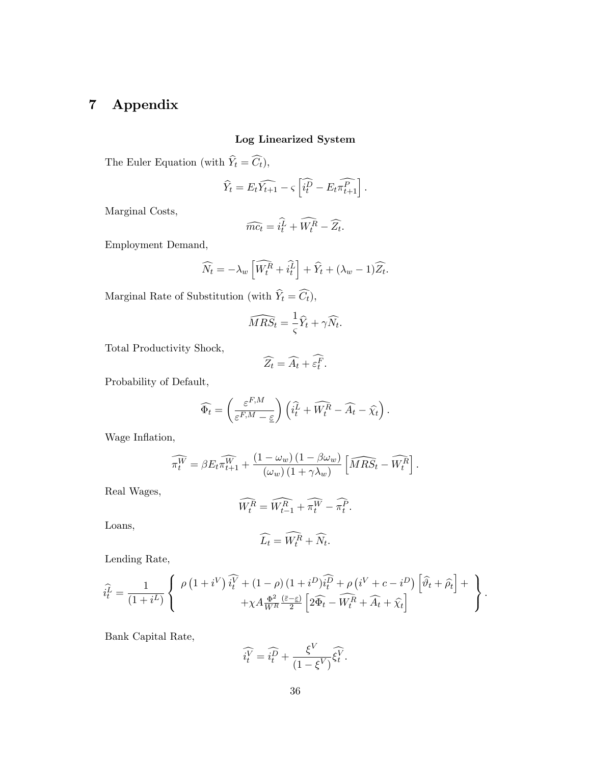# 7 Appendix

**Log Linearized System**

The Euler Equation (with $\widehat{Y}_t = \widehat{C}_t$),

$$\widehat{Y}_t = E_t \widehat{Y_{t+1}} - \varsigma \left[ \widehat{i_t^D} - E_t \widehat{\pi_{t+1}^P} \right].$$

Marginal Costs,

$$\widehat{mc_t} = \widehat{i_t^L} + \widehat{W_t^R} - \widehat{Z_t}.$$

Employment Demand,

$$\widehat{N_t} = -\lambda_w \left[ \widehat{W_t^R} + \widehat{i_t^L} \right] + \widehat{Y}_t + (\lambda_w - 1)\widehat{Z_t}.$$

Marginal Rate of Substitution (with $\widehat{Y}_t = \widehat{C}_t$),

$$\widehat{MRS_t} = \frac{1}{\varsigma} \widehat{Y}_t + \gamma \widehat{N_t}.$$

Total Productivity Shock,

$$\widehat{Z_t} = \widehat{A_t} + \widehat{\varepsilon_t^F}.$$

Probability of Default,

$$\widehat{\Phi_t} = \left( \frac{\varepsilon^{F,M}}{\varepsilon^{F,M} - \underline{\varepsilon}} \right) \left( \widehat{i_t^L} + \widehat{W_t^R} - \widehat{A_t} - \widehat{\chi}_t \right).$$

Wage Inflation,

$$\widehat{\pi_t^W} = \beta E_t \widehat{\pi_{t+1}^W} + \frac{(1 - \omega_w)(1 - \beta \omega_w)}{(\omega_w)(1 + \gamma \lambda_w)} \left[ \widehat{MRS_t} - \widehat{W_t^R} \right].$$

Real Wages,

$$\widehat{W_t^R} = \widehat{W_{t-1}^R} + \widehat{\pi_t^W} - \widehat{\pi_t^P}.$$

Loans,

$$\widehat{L_t} = \widehat{W_t^R} + \widehat{N_t}.$$

Lending Rate,

$$\widehat{i_t^L} = \frac{1}{(1 + i^L)} \left\{ \begin{array}{c} \rho\left(1 + i^V\right) \widehat{i_t^V} + (1 - \rho)(1 + i^D) \widehat{i_t^D} + \rho\left(i^V + c - i^D\right) \left[ \widehat{\vartheta}_t + \widehat{\rho}_t \right] + \\ + \chi A \frac{\Phi^2}{W^R} \frac{(\bar{\varepsilon} - \underline{\varepsilon})}{2} \left[ 2\widehat{\Phi_t} - \widehat{W_t^R} + \widehat{A_t} + \widehat{\chi}_t \right] \end{array} \right\}.$$

Bank Capital Rate,

$$\widehat{i_t^V} = \widehat{i_t^D} + \frac{\xi^V}{(1 - \xi^V)} \widehat{\xi_t^V}.$$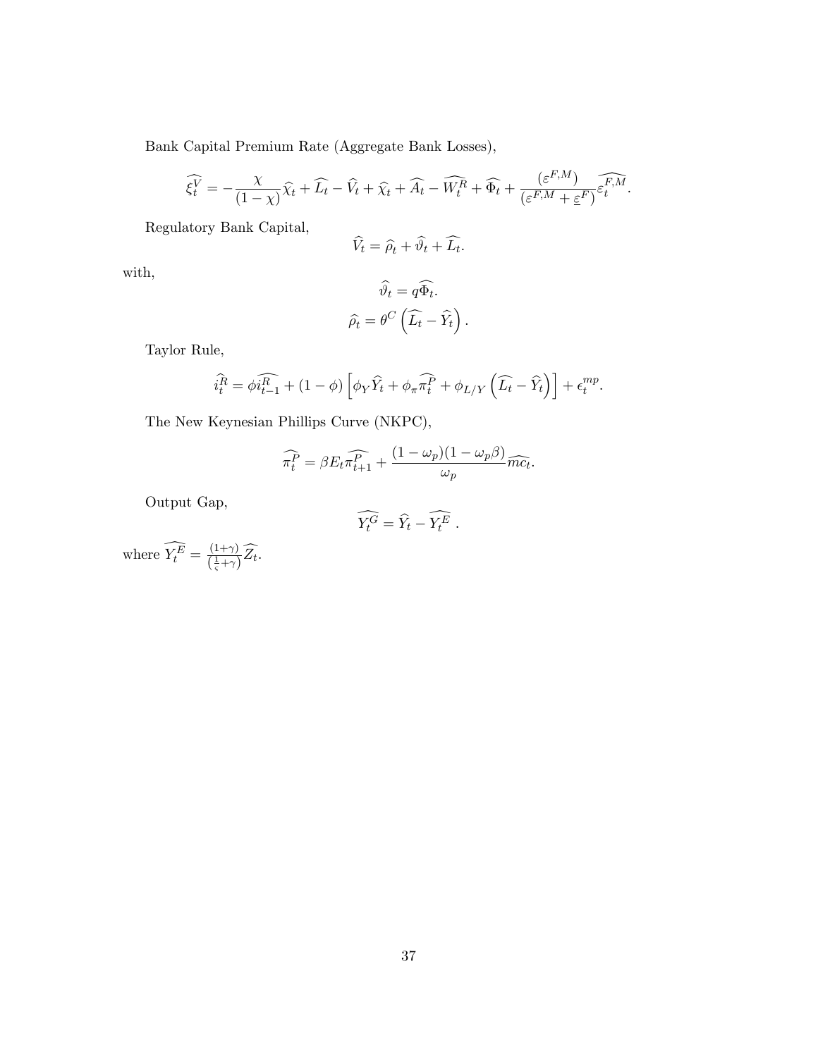Bank Capital Premium Rate (Aggregate Bank Losses),

$$\widehat{\xi_t^V} = -\frac{\chi}{(1-\chi)}\widehat{\chi}_t + \widehat{L_t} - \widehat{V}_t + \widehat{\chi}_t + \widehat{A_t} - \widehat{W_t^R} + \widehat{\Phi_t} + \frac{(\varepsilon^{F,M})}{(\varepsilon^{F,M} + \underline{\varepsilon}^F)}\widehat{\varepsilon_t^{F,M}}.$$

Regulatory Bank Capital,

$$\widehat{V}_t = \widehat{\rho}_t + \widehat{\vartheta}_t + \widehat{L_t}.$$

with,

$$\widehat{\vartheta}_t = q\widehat{\Phi_t}.$$

$$\widehat{\rho}_t = \theta^C\left(\widehat{L_t} - \widehat{Y}_t\right).$$

Taylor Rule,

$$\widehat{i_t^R} = \phi\widehat{i_{t-1}^R} + (1-\phi)\left[\phi_Y\widehat{Y}_t + \phi_\pi\widehat{\pi_t^P} + \phi_{L/Y}\left(\widehat{L_t} - \widehat{Y}_t\right)\right] + \epsilon_t^{mp}.$$

The New Keynesian Phillips Curve (NKPC),

$$\widehat{\pi_t^P} = \beta E_t\widehat{\pi_{t+1}^P} + \frac{(1-\omega_p)(1-\omega_p\beta)}{\omega_p}\widehat{mc_t}.$$

Output Gap,

$$\widehat{Y_t^G} = \widehat{Y}_t - \widehat{Y_t^E}\ .$$

where $\widehat{Y_t^E} = \frac{(1+\gamma)}{(\frac{1}{\varsigma}+\gamma)}\widehat{Z_t}$.